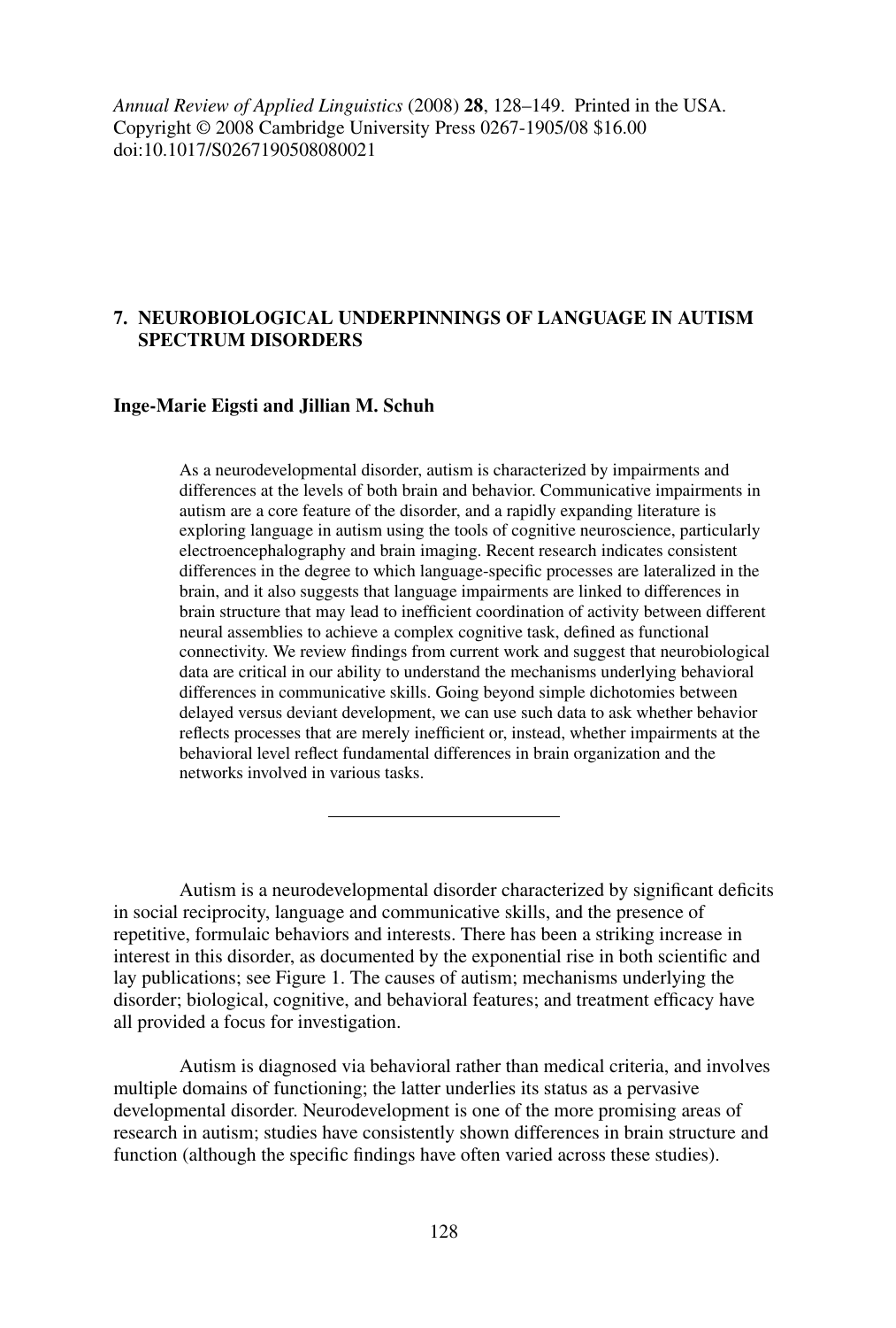*Annual Review of Applied Linguistics* (2008) **28**, 128–149. Printed in the USA.
Copyright © 2008 Cambridge University Press 0267-1905/08 $16.00
doi:10.1017/S0267190508080021

## 7. NEUROBIOLOGICAL UNDERPINNINGS OF LANGUAGE IN AUTISM SPECTRUM DISORDERS

**Inge-Marie Eigsti and Jillian M. Schuh**

As a neurodevelopmental disorder, autism is characterized by impairments and differences at the levels of both brain and behavior. Communicative impairments in autism are a core feature of the disorder, and a rapidly expanding literature is exploring language in autism using the tools of cognitive neuroscience, particularly electroencephalography and brain imaging. Recent research indicates consistent differences in the degree to which language-specific processes are lateralized in the brain, and it also suggests that language impairments are linked to differences in brain structure that may lead to inefficient coordination of activity between different neural assemblies to achieve a complex cognitive task, defined as functional connectivity. We review findings from current work and suggest that neurobiological data are critical in our ability to understand the mechanisms underlying behavioral differences in communicative skills. Going beyond simple dichotomies between delayed versus deviant development, we can use such data to ask whether behavior reflects processes that are merely inefficient or, instead, whether impairments at the behavioral level reflect fundamental differences in brain organization and the networks involved in various tasks.

---

Autism is a neurodevelopmental disorder characterized by significant deficits in social reciprocity, language and communicative skills, and the presence of repetitive, formulaic behaviors and interests. There has been a striking increase in interest in this disorder, as documented by the exponential rise in both scientific and lay publications; see Figure 1. The causes of autism; mechanisms underlying the disorder; biological, cognitive, and behavioral features; and treatment efficacy have all provided a focus for investigation.

Autism is diagnosed via behavioral rather than medical criteria, and involves multiple domains of functioning; the latter underlies its status as a pervasive developmental disorder. Neurodevelopment is one of the more promising areas of research in autism; studies have consistently shown differences in brain structure and function (although the specific findings have often varied across these studies).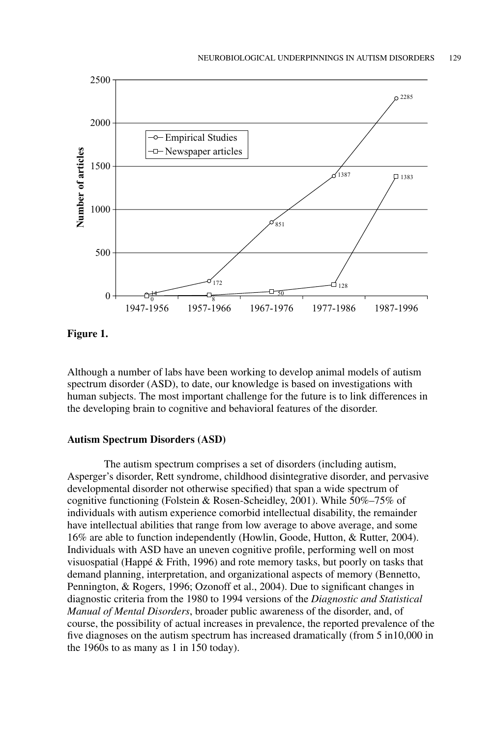**Figure 1.**

Although a number of labs have been working to develop animal models of autism spectrum disorder (ASD), to date, our knowledge is based on investigations with human subjects. The most important challenge for the future is to link differences in the developing brain to cognitive and behavioral features of the disorder.

### Autism Spectrum Disorders (ASD)

The autism spectrum comprises a set of disorders (including autism, Asperger's disorder, Rett syndrome, childhood disintegrative disorder, and pervasive developmental disorder not otherwise specified) that span a wide spectrum of cognitive functioning (Folstein & Rosen-Scheidley, 2001). While 50%–75% of individuals with autism experience comorbid intellectual disability, the remainder have intellectual abilities that range from low average to above average, and some 16% are able to function independently (Howlin, Goode, Hutton, & Rutter, 2004). Individuals with ASD have an uneven cognitive profile, performing well on most visuospatial (Happé & Frith, 1996) and rote memory tasks, but poorly on tasks that demand planning, interpretation, and organizational aspects of memory (Bennetto, Pennington, & Rogers, 1996; Ozonoff et al., 2004). Due to significant changes in diagnostic criteria from the 1980 to 1994 versions of the *Diagnostic and Statistical Manual of Mental Disorders*, broader public awareness of the disorder, and, of course, the possibility of actual increases in prevalence, the reported prevalence of the five diagnoses on the autism spectrum has increased dramatically (from 5 in10,000 in the 1960s to as many as 1 in 150 today).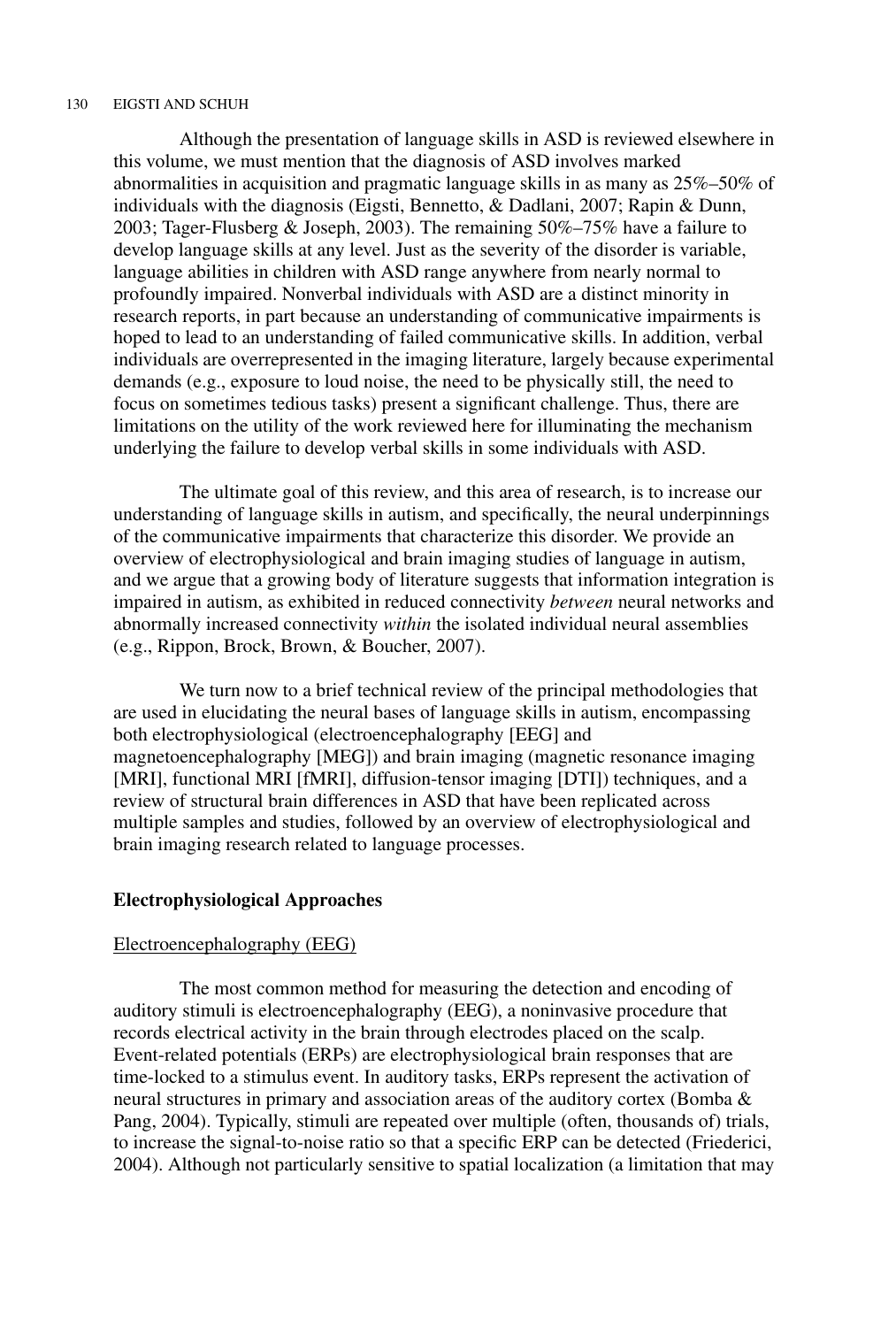Although the presentation of language skills in ASD is reviewed elsewhere in this volume, we must mention that the diagnosis of ASD involves marked abnormalities in acquisition and pragmatic language skills in as many as 25%–50% of individuals with the diagnosis (Eigsti, Bennetto, & Dadlani, 2007; Rapin & Dunn, 2003; Tager-Flusberg & Joseph, 2003). The remaining 50%–75% have a failure to develop language skills at any level. Just as the severity of the disorder is variable, language abilities in children with ASD range anywhere from nearly normal to profoundly impaired. Nonverbal individuals with ASD are a distinct minority in research reports, in part because an understanding of communicative impairments is hoped to lead to an understanding of failed communicative skills. In addition, verbal individuals are overrepresented in the imaging literature, largely because experimental demands (e.g., exposure to loud noise, the need to be physically still, the need to focus on sometimes tedious tasks) present a significant challenge. Thus, there are limitations on the utility of the work reviewed here for illuminating the mechanism underlying the failure to develop verbal skills in some individuals with ASD.

The ultimate goal of this review, and this area of research, is to increase our understanding of language skills in autism, and specifically, the neural underpinnings of the communicative impairments that characterize this disorder. We provide an overview of electrophysiological and brain imaging studies of language in autism, and we argue that a growing body of literature suggests that information integration is impaired in autism, as exhibited in reduced connectivity *between* neural networks and abnormally increased connectivity *within* the isolated individual neural assemblies (e.g., Rippon, Brock, Brown, & Boucher, 2007).

We turn now to a brief technical review of the principal methodologies that are used in elucidating the neural bases of language skills in autism, encompassing both electrophysiological (electroencephalography [EEG] and magnetoencephalography [MEG]) and brain imaging (magnetic resonance imaging [MRI], functional MRI [fMRI], diffusion-tensor imaging [DTI]) techniques, and a review of structural brain differences in ASD that have been replicated across multiple samples and studies, followed by an overview of electrophysiological and brain imaging research related to language processes.

## Electrophysiological Approaches

### Electroencephalography (EEG)

The most common method for measuring the detection and encoding of auditory stimuli is electroencephalography (EEG), a noninvasive procedure that records electrical activity in the brain through electrodes placed on the scalp. Event-related potentials (ERPs) are electrophysiological brain responses that are time-locked to a stimulus event. In auditory tasks, ERPs represent the activation of neural structures in primary and association areas of the auditory cortex (Bomba & Pang, 2004). Typically, stimuli are repeated over multiple (often, thousands of) trials, to increase the signal-to-noise ratio so that a specific ERP can be detected (Friederici, 2004). Although not particularly sensitive to spatial localization (a limitation that may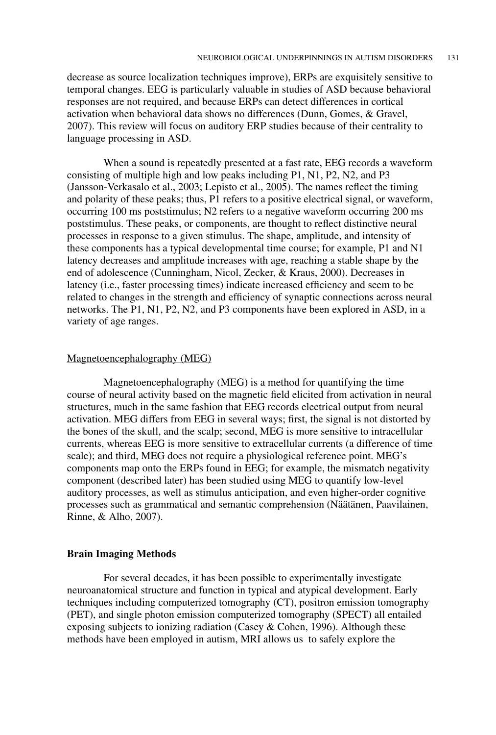decrease as source localization techniques improve), ERPs are exquisitely sensitive to temporal changes. EEG is particularly valuable in studies of ASD because behavioral responses are not required, and because ERPs can detect differences in cortical activation when behavioral data shows no differences (Dunn, Gomes, & Gravel, 2007). This review will focus on auditory ERP studies because of their centrality to language processing in ASD.

When a sound is repeatedly presented at a fast rate, EEG records a waveform consisting of multiple high and low peaks including P1, N1, P2, N2, and P3 (Jansson-Verkasalo et al., 2003; Lepisto et al., 2005). The names reflect the timing and polarity of these peaks; thus, P1 refers to a positive electrical signal, or waveform, occurring 100 ms poststimulus; N2 refers to a negative waveform occurring 200 ms poststimulus. These peaks, or components, are thought to reflect distinctive neural processes in response to a given stimulus. The shape, amplitude, and intensity of these components has a typical developmental time course; for example, P1 and N1 latency decreases and amplitude increases with age, reaching a stable shape by the end of adolescence (Cunningham, Nicol, Zecker, & Kraus, 2000). Decreases in latency (i.e., faster processing times) indicate increased efficiency and seem to be related to changes in the strength and efficiency of synaptic connections across neural networks. The P1, N1, P2, N2, and P3 components have been explored in ASD, in a variety of age ranges.

### Magnetoencephalography (MEG)

Magnetoencephalography (MEG) is a method for quantifying the time course of neural activity based on the magnetic field elicited from activation in neural structures, much in the same fashion that EEG records electrical output from neural activation. MEG differs from EEG in several ways; first, the signal is not distorted by the bones of the skull, and the scalp; second, MEG is more sensitive to intracellular currents, whereas EEG is more sensitive to extracellular currents (a difference of time scale); and third, MEG does not require a physiological reference point. MEG's components map onto the ERPs found in EEG; for example, the mismatch negativity component (described later) has been studied using MEG to quantify low-level auditory processes, as well as stimulus anticipation, and even higher-order cognitive processes such as grammatical and semantic comprehension (Näätänen, Paavilainen, Rinne, & Alho, 2007).

## Brain Imaging Methods

For several decades, it has been possible to experimentally investigate neuroanatomical structure and function in typical and atypical development. Early techniques including computerized tomography (CT), positron emission tomography (PET), and single photon emission computerized tomography (SPECT) all entailed exposing subjects to ionizing radiation (Casey & Cohen, 1996). Although these methods have been employed in autism, MRI allows us to safely explore the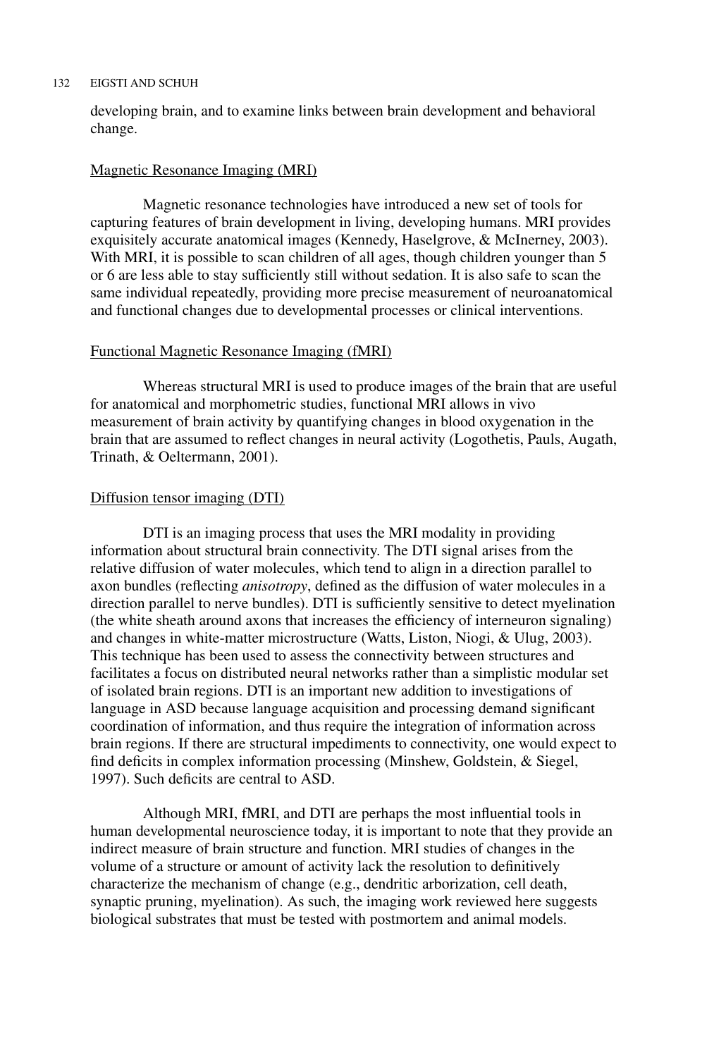developing brain, and to examine links between brain development and behavioral change.

### Magnetic Resonance Imaging (MRI)

Magnetic resonance technologies have introduced a new set of tools for capturing features of brain development in living, developing humans. MRI provides exquisitely accurate anatomical images (Kennedy, Haselgrove, & McInerney, 2003). With MRI, it is possible to scan children of all ages, though children younger than 5 or 6 are less able to stay sufficiently still without sedation. It is also safe to scan the same individual repeatedly, providing more precise measurement of neuroanatomical and functional changes due to developmental processes or clinical interventions.

### Functional Magnetic Resonance Imaging (fMRI)

Whereas structural MRI is used to produce images of the brain that are useful for anatomical and morphometric studies, functional MRI allows in vivo measurement of brain activity by quantifying changes in blood oxygenation in the brain that are assumed to reflect changes in neural activity (Logothetis, Pauls, Augath, Trinath, & Oeltermann, 2001).

### Diffusion tensor imaging (DTI)

DTI is an imaging process that uses the MRI modality in providing information about structural brain connectivity. The DTI signal arises from the relative diffusion of water molecules, which tend to align in a direction parallel to axon bundles (reflecting *anisotropy*, defined as the diffusion of water molecules in a direction parallel to nerve bundles). DTI is sufficiently sensitive to detect myelination (the white sheath around axons that increases the efficiency of interneuron signaling) and changes in white-matter microstructure (Watts, Liston, Niogi, & Ulug, 2003). This technique has been used to assess the connectivity between structures and facilitates a focus on distributed neural networks rather than a simplistic modular set of isolated brain regions. DTI is an important new addition to investigations of language in ASD because language acquisition and processing demand significant coordination of information, and thus require the integration of information across brain regions. If there are structural impediments to connectivity, one would expect to find deficits in complex information processing (Minshew, Goldstein, & Siegel, 1997). Such deficits are central to ASD.

Although MRI, fMRI, and DTI are perhaps the most influential tools in human developmental neuroscience today, it is important to note that they provide an indirect measure of brain structure and function. MRI studies of changes in the volume of a structure or amount of activity lack the resolution to definitively characterize the mechanism of change (e.g., dendritic arborization, cell death, synaptic pruning, myelination). As such, the imaging work reviewed here suggests biological substrates that must be tested with postmortem and animal models.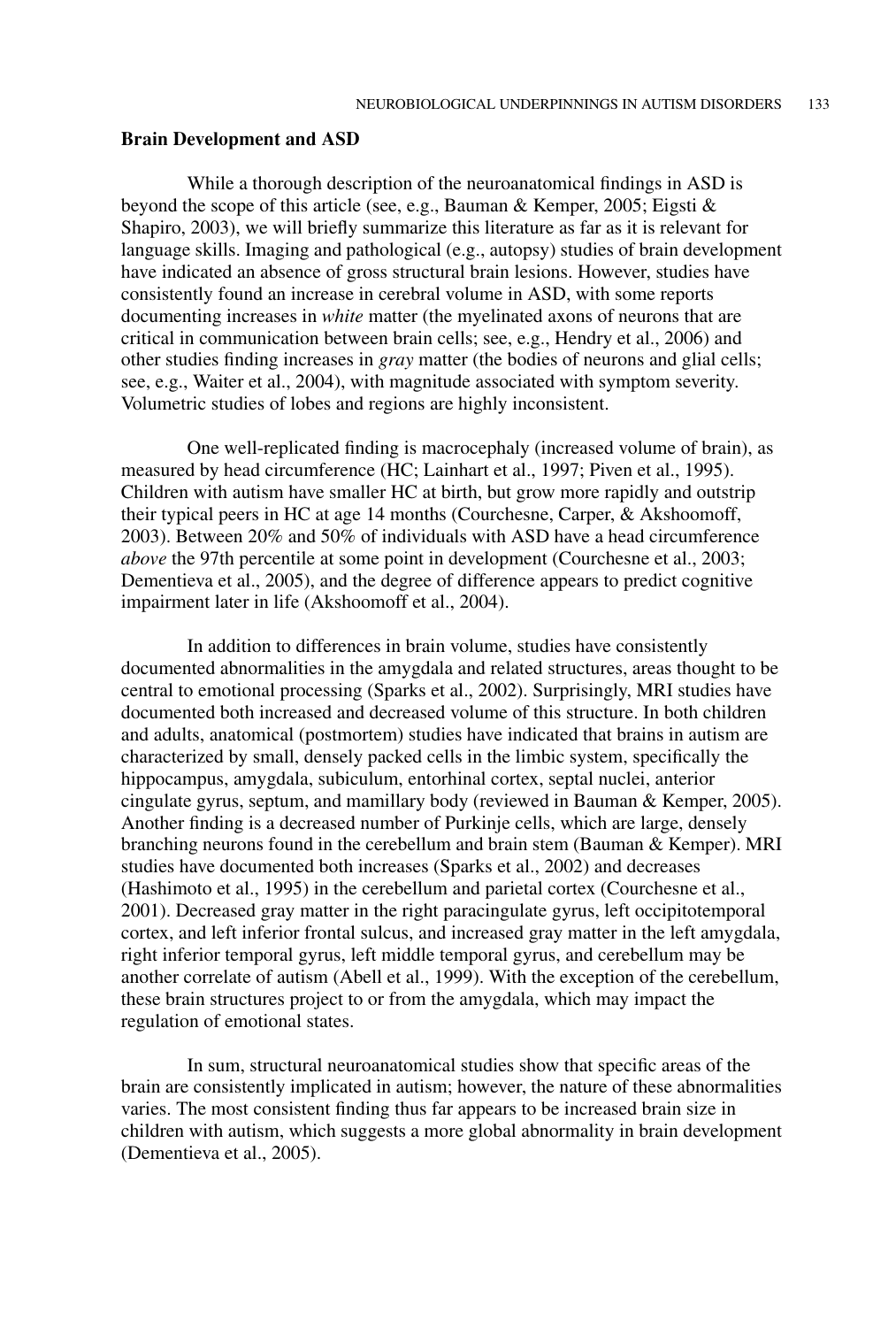## Brain Development and ASD

While a thorough description of the neuroanatomical findings in ASD is beyond the scope of this article (see, e.g., Bauman & Kemper, 2005; Eigsti & Shapiro, 2003), we will briefly summarize this literature as far as it is relevant for language skills. Imaging and pathological (e.g., autopsy) studies of brain development have indicated an absence of gross structural brain lesions. However, studies have consistently found an increase in cerebral volume in ASD, with some reports documenting increases in *white* matter (the myelinated axons of neurons that are critical in communication between brain cells; see, e.g., Hendry et al., 2006) and other studies finding increases in *gray* matter (the bodies of neurons and glial cells; see, e.g., Waiter et al., 2004), with magnitude associated with symptom severity. Volumetric studies of lobes and regions are highly inconsistent.

One well-replicated finding is macrocephaly (increased volume of brain), as measured by head circumference (HC; Lainhart et al., 1997; Piven et al., 1995). Children with autism have smaller HC at birth, but grow more rapidly and outstrip their typical peers in HC at age 14 months (Courchesne, Carper, & Akshoomoff, 2003). Between 20% and 50% of individuals with ASD have a head circumference *above* the 97th percentile at some point in development (Courchesne et al., 2003; Dementieva et al., 2005), and the degree of difference appears to predict cognitive impairment later in life (Akshoomoff et al., 2004).

In addition to differences in brain volume, studies have consistently documented abnormalities in the amygdala and related structures, areas thought to be central to emotional processing (Sparks et al., 2002). Surprisingly, MRI studies have documented both increased and decreased volume of this structure. In both children and adults, anatomical (postmortem) studies have indicated that brains in autism are characterized by small, densely packed cells in the limbic system, specifically the hippocampus, amygdala, subiculum, entorhinal cortex, septal nuclei, anterior cingulate gyrus, septum, and mamillary body (reviewed in Bauman & Kemper, 2005). Another finding is a decreased number of Purkinje cells, which are large, densely branching neurons found in the cerebellum and brain stem (Bauman & Kemper). MRI studies have documented both increases (Sparks et al., 2002) and decreases (Hashimoto et al., 1995) in the cerebellum and parietal cortex (Courchesne et al., 2001). Decreased gray matter in the right paracingulate gyrus, left occipitotemporal cortex, and left inferior frontal sulcus, and increased gray matter in the left amygdala, right inferior temporal gyrus, left middle temporal gyrus, and cerebellum may be another correlate of autism (Abell et al., 1999). With the exception of the cerebellum, these brain structures project to or from the amygdala, which may impact the regulation of emotional states.

In sum, structural neuroanatomical studies show that specific areas of the brain are consistently implicated in autism; however, the nature of these abnormalities varies. The most consistent finding thus far appears to be increased brain size in children with autism, which suggests a more global abnormality in brain development (Dementieva et al., 2005).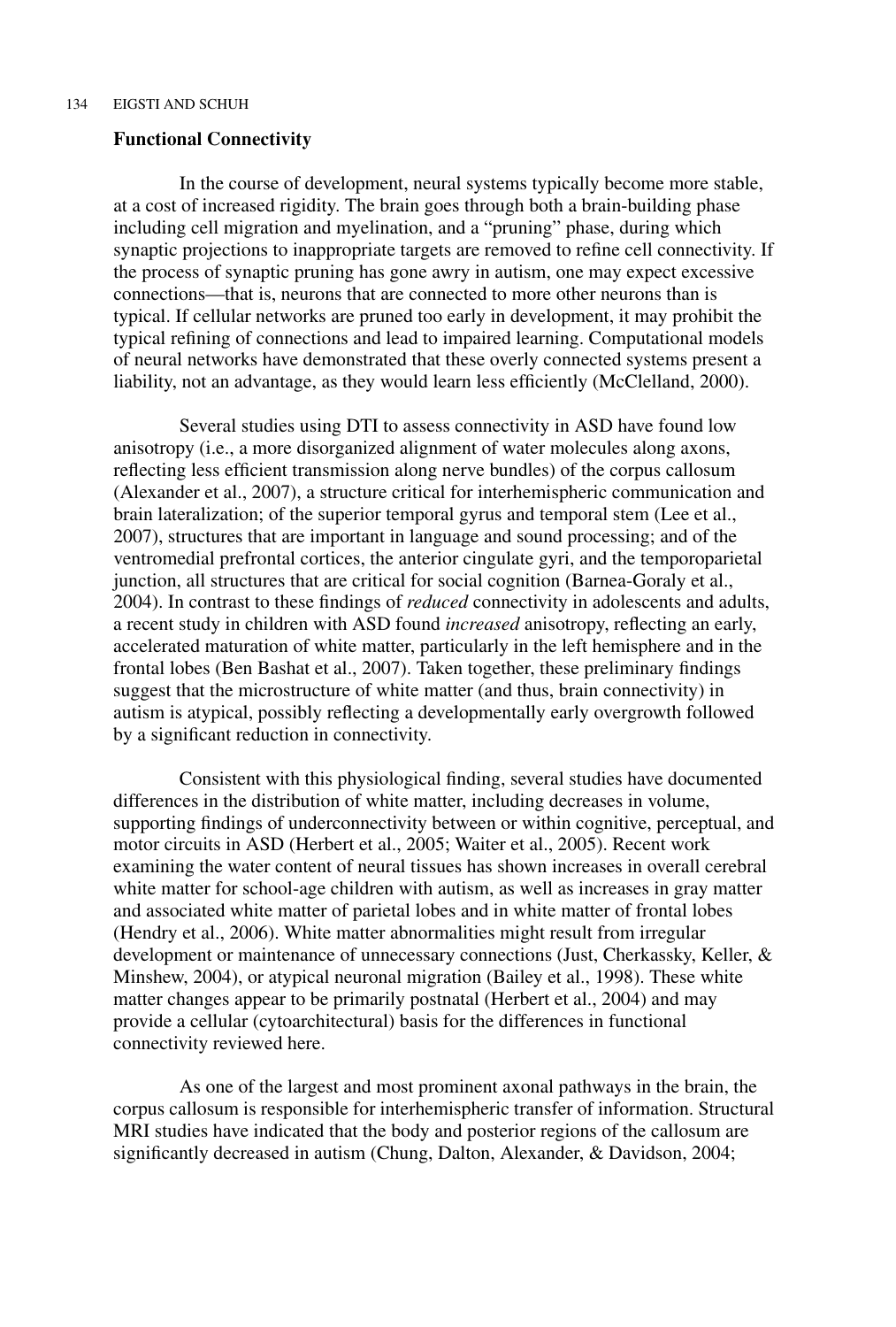### Functional Connectivity

In the course of development, neural systems typically become more stable, at a cost of increased rigidity. The brain goes through both a brain-building phase including cell migration and myelination, and a "pruning" phase, during which synaptic projections to inappropriate targets are removed to refine cell connectivity. If the process of synaptic pruning has gone awry in autism, one may expect excessive connections—that is, neurons that are connected to more other neurons than is typical. If cellular networks are pruned too early in development, it may prohibit the typical refining of connections and lead to impaired learning. Computational models of neural networks have demonstrated that these overly connected systems present a liability, not an advantage, as they would learn less efficiently (McClelland, 2000).

Several studies using DTI to assess connectivity in ASD have found low anisotropy (i.e., a more disorganized alignment of water molecules along axons, reflecting less efficient transmission along nerve bundles) of the corpus callosum (Alexander et al., 2007), a structure critical for interhemispheric communication and brain lateralization; of the superior temporal gyrus and temporal stem (Lee et al., 2007), structures that are important in language and sound processing; and of the ventromedial prefrontal cortices, the anterior cingulate gyri, and the temporoparietal junction, all structures that are critical for social cognition (Barnea-Goraly et al., 2004). In contrast to these findings of *reduced* connectivity in adolescents and adults, a recent study in children with ASD found *increased* anisotropy, reflecting an early, accelerated maturation of white matter, particularly in the left hemisphere and in the frontal lobes (Ben Bashat et al., 2007). Taken together, these preliminary findings suggest that the microstructure of white matter (and thus, brain connectivity) in autism is atypical, possibly reflecting a developmentally early overgrowth followed by a significant reduction in connectivity.

Consistent with this physiological finding, several studies have documented differences in the distribution of white matter, including decreases in volume, supporting findings of underconnectivity between or within cognitive, perceptual, and motor circuits in ASD (Herbert et al., 2005; Waiter et al., 2005). Recent work examining the water content of neural tissues has shown increases in overall cerebral white matter for school-age children with autism, as well as increases in gray matter and associated white matter of parietal lobes and in white matter of frontal lobes (Hendry et al., 2006). White matter abnormalities might result from irregular development or maintenance of unnecessary connections (Just, Cherkassky, Keller, & Minshew, 2004), or atypical neuronal migration (Bailey et al., 1998). These white matter changes appear to be primarily postnatal (Herbert et al., 2004) and may provide a cellular (cytoarchitectural) basis for the differences in functional connectivity reviewed here.

As one of the largest and most prominent axonal pathways in the brain, the corpus callosum is responsible for interhemispheric transfer of information. Structural MRI studies have indicated that the body and posterior regions of the callosum are significantly decreased in autism (Chung, Dalton, Alexander, & Davidson, 2004;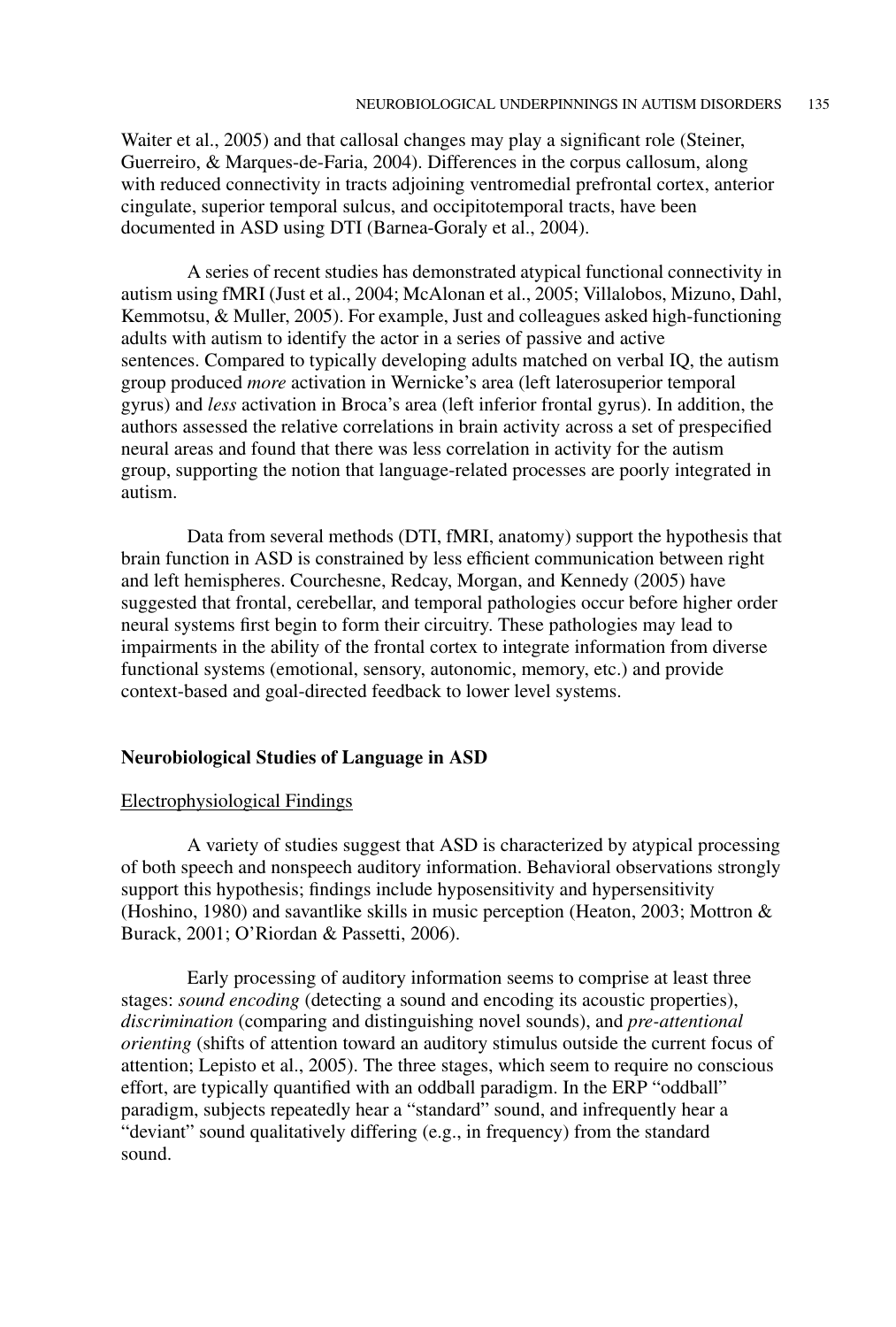Waiter et al., 2005) and that callosal changes may play a significant role (Steiner, Guerreiro, & Marques-de-Faria, 2004). Differences in the corpus callosum, along with reduced connectivity in tracts adjoining ventromedial prefrontal cortex, anterior cingulate, superior temporal sulcus, and occipitotemporal tracts, have been documented in ASD using DTI (Barnea-Goraly et al., 2004).

A series of recent studies has demonstrated atypical functional connectivity in autism using fMRI (Just et al., 2004; McAlonan et al., 2005; Villalobos, Mizuno, Dahl, Kemmotsu, & Muller, 2005). For example, Just and colleagues asked high-functioning adults with autism to identify the actor in a series of passive and active sentences. Compared to typically developing adults matched on verbal IQ, the autism group produced *more* activation in Wernicke's area (left laterosuperior temporal gyrus) and *less* activation in Broca's area (left inferior frontal gyrus). In addition, the authors assessed the relative correlations in brain activity across a set of prespecified neural areas and found that there was less correlation in activity for the autism group, supporting the notion that language-related processes are poorly integrated in autism.

Data from several methods (DTI, fMRI, anatomy) support the hypothesis that brain function in ASD is constrained by less efficient communication between right and left hemispheres. Courchesne, Redcay, Morgan, and Kennedy (2005) have suggested that frontal, cerebellar, and temporal pathologies occur before higher order neural systems first begin to form their circuitry. These pathologies may lead to impairments in the ability of the frontal cortex to integrate information from diverse functional systems (emotional, sensory, autonomic, memory, etc.) and provide context-based and goal-directed feedback to lower level systems.

## Neurobiological Studies of Language in ASD

### Electrophysiological Findings

A variety of studies suggest that ASD is characterized by atypical processing of both speech and nonspeech auditory information. Behavioral observations strongly support this hypothesis; findings include hyposensitivity and hypersensitivity (Hoshino, 1980) and savantlike skills in music perception (Heaton, 2003; Mottron & Burack, 2001; O'Riordan & Passetti, 2006).

Early processing of auditory information seems to comprise at least three stages: *sound encoding* (detecting a sound and encoding its acoustic properties), *discrimination* (comparing and distinguishing novel sounds), and *pre-attentional orienting* (shifts of attention toward an auditory stimulus outside the current focus of attention; Lepisto et al., 2005). The three stages, which seem to require no conscious effort, are typically quantified with an oddball paradigm. In the ERP "oddball" paradigm, subjects repeatedly hear a "standard" sound, and infrequently hear a "deviant" sound qualitatively differing (e.g., in frequency) from the standard sound.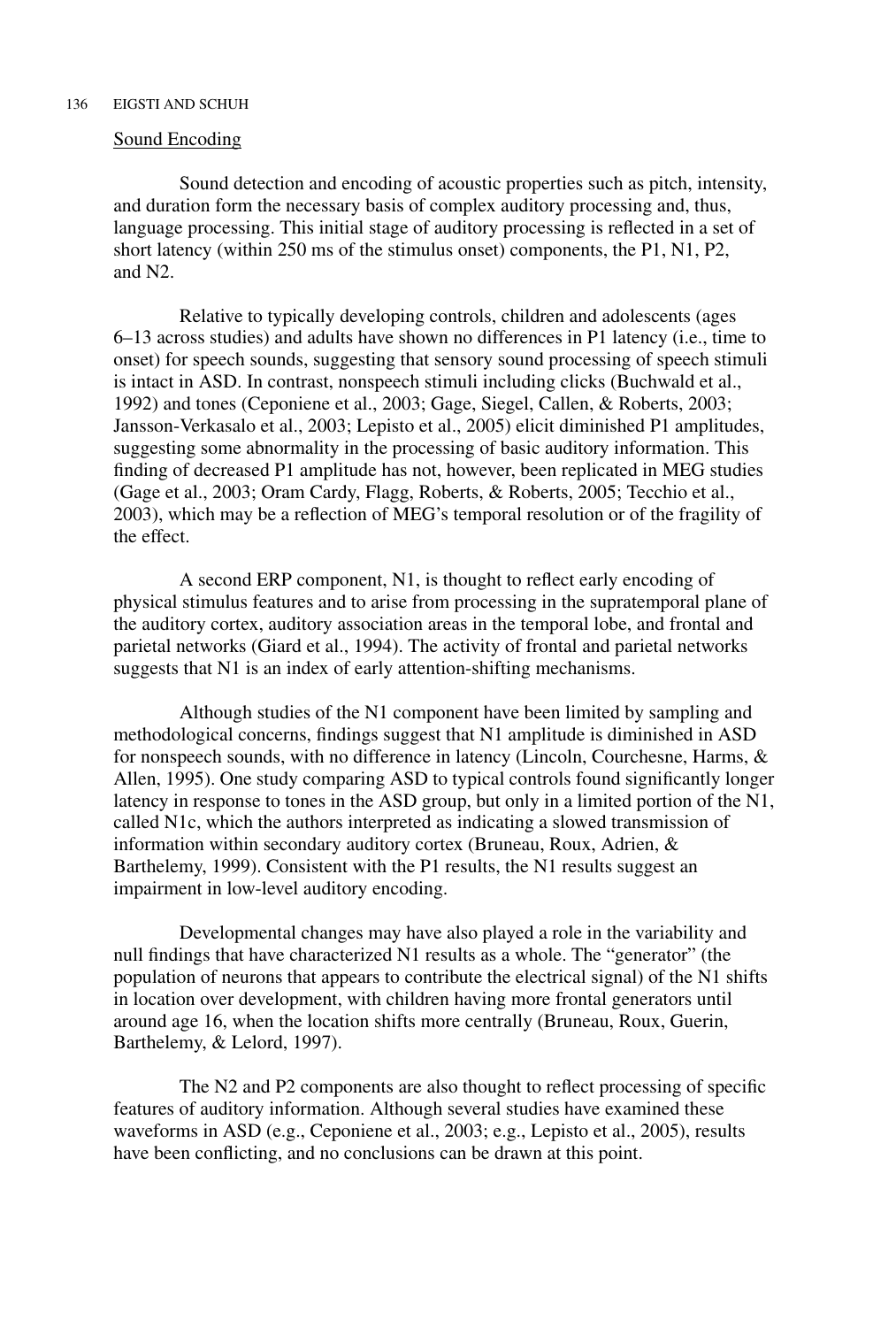Sound Encoding

Sound detection and encoding of acoustic properties such as pitch, intensity, and duration form the necessary basis of complex auditory processing and, thus, language processing. This initial stage of auditory processing is reflected in a set of short latency (within 250 ms of the stimulus onset) components, the P1, N1, P2, and N2.

Relative to typically developing controls, children and adolescents (ages 6–13 across studies) and adults have shown no differences in P1 latency (i.e., time to onset) for speech sounds, suggesting that sensory sound processing of speech stimuli is intact in ASD. In contrast, nonspeech stimuli including clicks (Buchwald et al., 1992) and tones (Ceponiene et al., 2003; Gage, Siegel, Callen, & Roberts, 2003; Jansson-Verkasalo et al., 2003; Lepisto et al., 2005) elicit diminished P1 amplitudes, suggesting some abnormality in the processing of basic auditory information. This finding of decreased P1 amplitude has not, however, been replicated in MEG studies (Gage et al., 2003; Oram Cardy, Flagg, Roberts, & Roberts, 2005; Tecchio et al., 2003), which may be a reflection of MEG's temporal resolution or of the fragility of the effect.

A second ERP component, N1, is thought to reflect early encoding of physical stimulus features and to arise from processing in the supratemporal plane of the auditory cortex, auditory association areas in the temporal lobe, and frontal and parietal networks (Giard et al., 1994). The activity of frontal and parietal networks suggests that N1 is an index of early attention-shifting mechanisms.

Although studies of the N1 component have been limited by sampling and methodological concerns, findings suggest that N1 amplitude is diminished in ASD for nonspeech sounds, with no difference in latency (Lincoln, Courchesne, Harms, & Allen, 1995). One study comparing ASD to typical controls found significantly longer latency in response to tones in the ASD group, but only in a limited portion of the N1, called N1c, which the authors interpreted as indicating a slowed transmission of information within secondary auditory cortex (Bruneau, Roux, Adrien, & Barthelemy, 1999). Consistent with the P1 results, the N1 results suggest an impairment in low-level auditory encoding.

Developmental changes may have also played a role in the variability and null findings that have characterized N1 results as a whole. The "generator" (the population of neurons that appears to contribute the electrical signal) of the N1 shifts in location over development, with children having more frontal generators until around age 16, when the location shifts more centrally (Bruneau, Roux, Guerin, Barthelemy, & Lelord, 1997).

The N2 and P2 components are also thought to reflect processing of specific features of auditory information. Although several studies have examined these waveforms in ASD (e.g., Ceponiene et al., 2003; e.g., Lepisto et al., 2005), results have been conflicting, and no conclusions can be drawn at this point.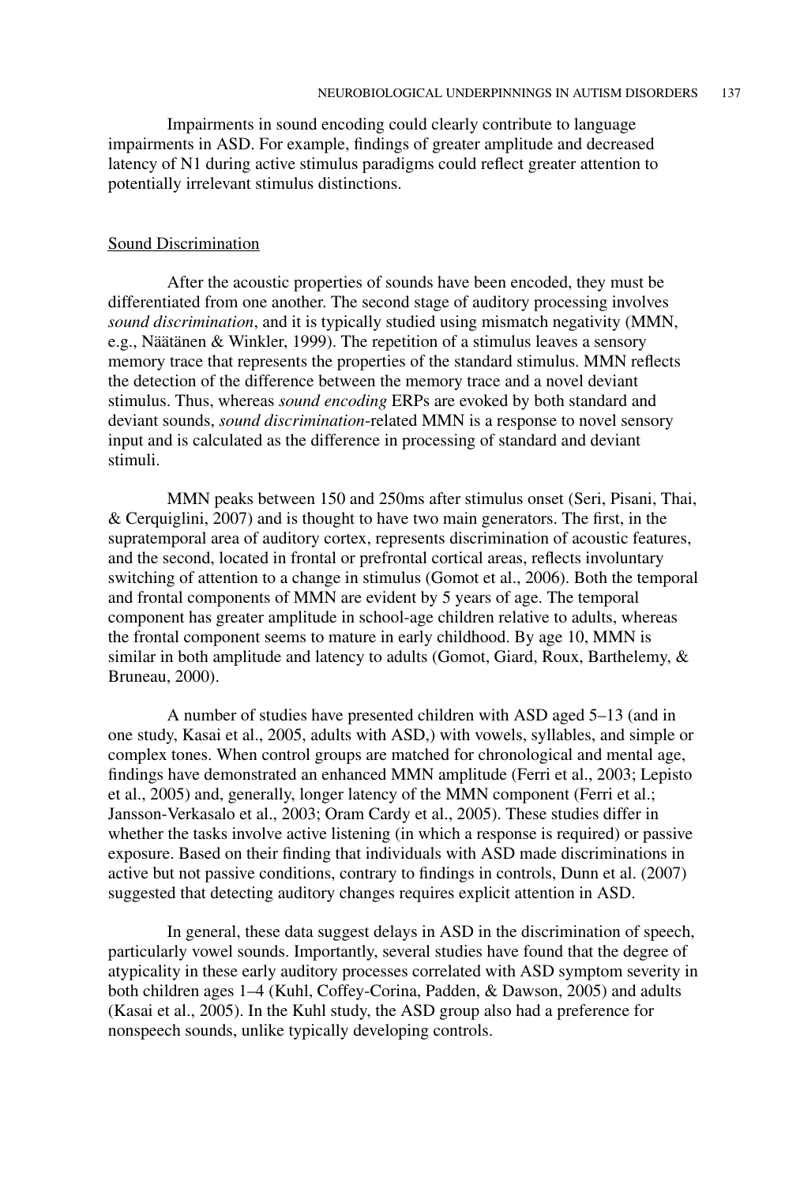Impairments in sound encoding could clearly contribute to language impairments in ASD. For example, findings of greater amplitude and decreased latency of N1 during active stimulus paradigms could reflect greater attention to potentially irrelevant stimulus distinctions.

## Sound Discrimination

After the acoustic properties of sounds have been encoded, they must be differentiated from one another. The second stage of auditory processing involves *sound discrimination*, and it is typically studied using mismatch negativity (MMN, e.g., Näätänen & Winkler, 1999). The repetition of a stimulus leaves a sensory memory trace that represents the properties of the standard stimulus. MMN reflects the detection of the difference between the memory trace and a novel deviant stimulus. Thus, whereas *sound encoding* ERPs are evoked by both standard and deviant sounds, *sound discrimination*-related MMN is a response to novel sensory input and is calculated as the difference in processing of standard and deviant stimuli.

MMN peaks between 150 and 250ms after stimulus onset (Seri, Pisani, Thai, & Cerquiglini, 2007) and is thought to have two main generators. The first, in the supratemporal area of auditory cortex, represents discrimination of acoustic features, and the second, located in frontal or prefrontal cortical areas, reflects involuntary switching of attention to a change in stimulus (Gomot et al., 2006). Both the temporal and frontal components of MMN are evident by 5 years of age. The temporal component has greater amplitude in school-age children relative to adults, whereas the frontal component seems to mature in early childhood. By age 10, MMN is similar in both amplitude and latency to adults (Gomot, Giard, Roux, Barthelemy, & Bruneau, 2000).

A number of studies have presented children with ASD aged 5–13 (and in one study, Kasai et al., 2005, adults with ASD,) with vowels, syllables, and simple or complex tones. When control groups are matched for chronological and mental age, findings have demonstrated an enhanced MMN amplitude (Ferri et al., 2003; Lepisto et al., 2005) and, generally, longer latency of the MMN component (Ferri et al.; Jansson-Verkasalo et al., 2003; Oram Cardy et al., 2005). These studies differ in whether the tasks involve active listening (in which a response is required) or passive exposure. Based on their finding that individuals with ASD made discriminations in active but not passive conditions, contrary to findings in controls, Dunn et al. (2007) suggested that detecting auditory changes requires explicit attention in ASD.

In general, these data suggest delays in ASD in the discrimination of speech, particularly vowel sounds. Importantly, several studies have found that the degree of atypicality in these early auditory processes correlated with ASD symptom severity in both children ages 1–4 (Kuhl, Coffey-Corina, Padden, & Dawson, 2005) and adults (Kasai et al., 2005). In the Kuhl study, the ASD group also had a preference for nonspeech sounds, unlike typically developing controls.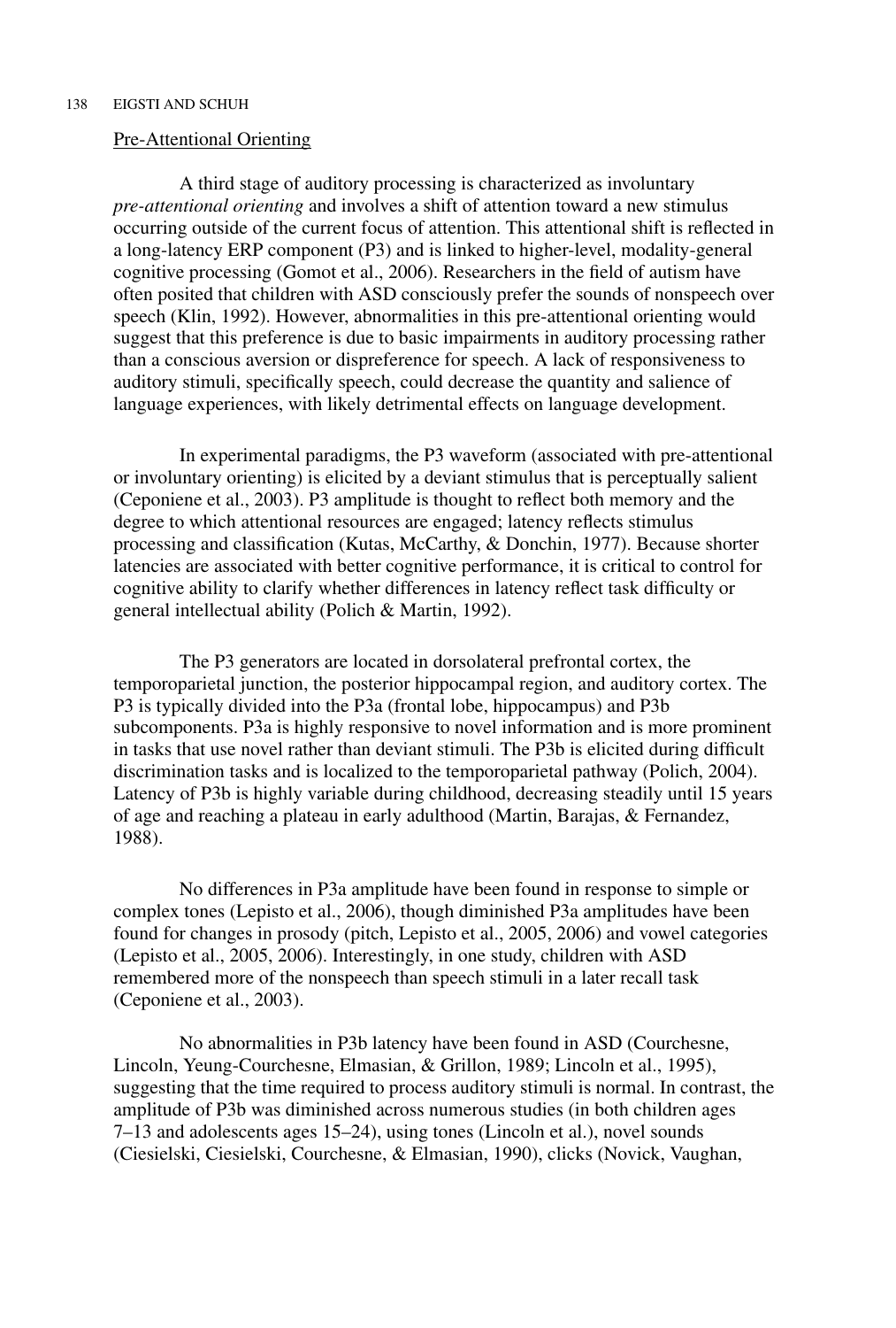## Pre-Attentional Orienting

A third stage of auditory processing is characterized as involuntary *pre-attentional orienting* and involves a shift of attention toward a new stimulus occurring outside of the current focus of attention. This attentional shift is reflected in a long-latency ERP component (P3) and is linked to higher-level, modality-general cognitive processing (Gomot et al., 2006). Researchers in the field of autism have often posited that children with ASD consciously prefer the sounds of nonspeech over speech (Klin, 1992). However, abnormalities in this pre-attentional orienting would suggest that this preference is due to basic impairments in auditory processing rather than a conscious aversion or dispreference for speech. A lack of responsiveness to auditory stimuli, specifically speech, could decrease the quantity and salience of language experiences, with likely detrimental effects on language development.

In experimental paradigms, the P3 waveform (associated with pre-attentional or involuntary orienting) is elicited by a deviant stimulus that is perceptually salient (Ceponiene et al., 2003). P3 amplitude is thought to reflect both memory and the degree to which attentional resources are engaged; latency reflects stimulus processing and classification (Kutas, McCarthy, & Donchin, 1977). Because shorter latencies are associated with better cognitive performance, it is critical to control for cognitive ability to clarify whether differences in latency reflect task difficulty or general intellectual ability (Polich & Martin, 1992).

The P3 generators are located in dorsolateral prefrontal cortex, the temporoparietal junction, the posterior hippocampal region, and auditory cortex. The P3 is typically divided into the P3a (frontal lobe, hippocampus) and P3b subcomponents. P3a is highly responsive to novel information and is more prominent in tasks that use novel rather than deviant stimuli. The P3b is elicited during difficult discrimination tasks and is localized to the temporoparietal pathway (Polich, 2004). Latency of P3b is highly variable during childhood, decreasing steadily until 15 years of age and reaching a plateau in early adulthood (Martin, Barajas, & Fernandez, 1988).

No differences in P3a amplitude have been found in response to simple or complex tones (Lepisto et al., 2006), though diminished P3a amplitudes have been found for changes in prosody (pitch, Lepisto et al., 2005, 2006) and vowel categories (Lepisto et al., 2005, 2006). Interestingly, in one study, children with ASD remembered more of the nonspeech than speech stimuli in a later recall task (Ceponiene et al., 2003).

No abnormalities in P3b latency have been found in ASD (Courchesne, Lincoln, Yeung-Courchesne, Elmasian, & Grillon, 1989; Lincoln et al., 1995), suggesting that the time required to process auditory stimuli is normal. In contrast, the amplitude of P3b was diminished across numerous studies (in both children ages 7–13 and adolescents ages 15–24), using tones (Lincoln et al.), novel sounds (Ciesielski, Ciesielski, Courchesne, & Elmasian, 1990), clicks (Novick, Vaughan,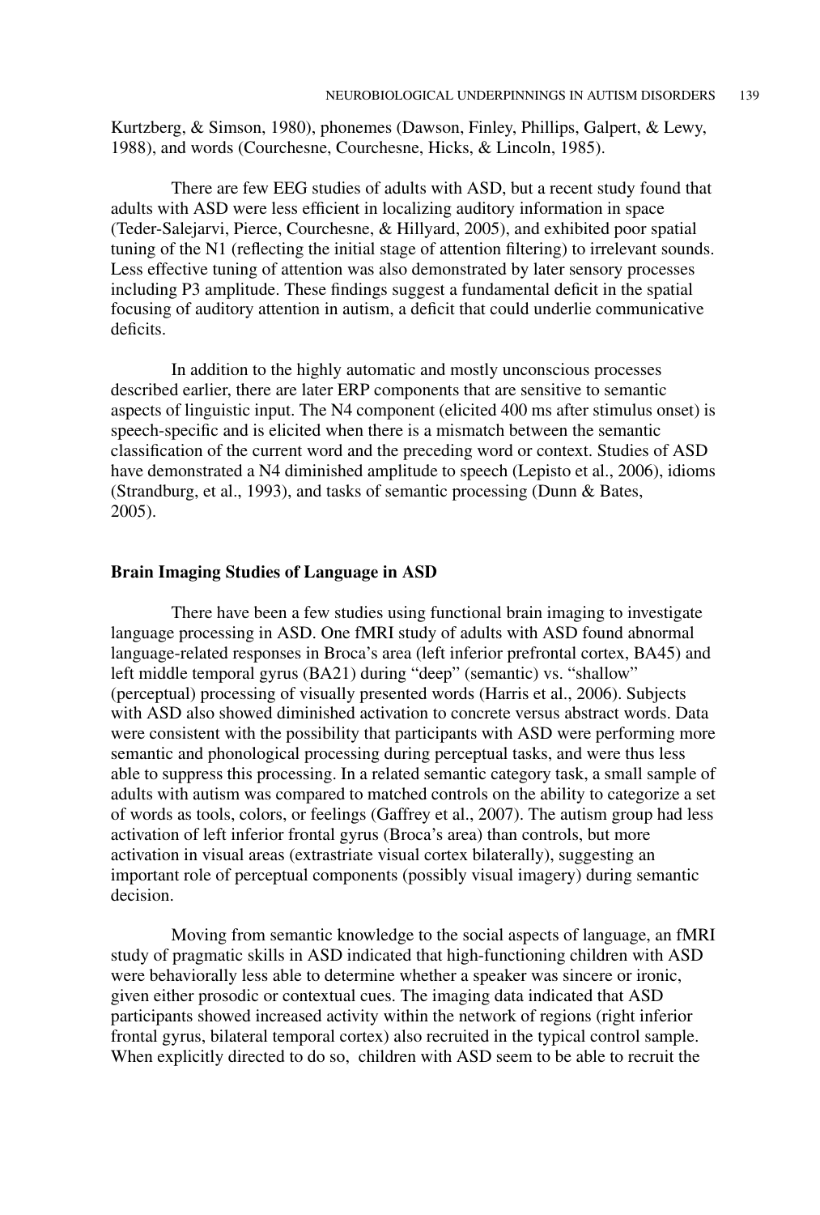Kurtzberg, & Simson, 1980), phonemes (Dawson, Finley, Phillips, Galpert, & Lewy, 1988), and words (Courchesne, Courchesne, Hicks, & Lincoln, 1985).

There are few EEG studies of adults with ASD, but a recent study found that adults with ASD were less efficient in localizing auditory information in space (Teder-Salejarvi, Pierce, Courchesne, & Hillyard, 2005), and exhibited poor spatial tuning of the N1 (reflecting the initial stage of attention filtering) to irrelevant sounds. Less effective tuning of attention was also demonstrated by later sensory processes including P3 amplitude. These findings suggest a fundamental deficit in the spatial focusing of auditory attention in autism, a deficit that could underlie communicative deficits.

In addition to the highly automatic and mostly unconscious processes described earlier, there are later ERP components that are sensitive to semantic aspects of linguistic input. The N4 component (elicited 400 ms after stimulus onset) is speech-specific and is elicited when there is a mismatch between the semantic classification of the current word and the preceding word or context. Studies of ASD have demonstrated a N4 diminished amplitude to speech (Lepisto et al., 2006), idioms (Strandburg, et al., 1993), and tasks of semantic processing (Dunn & Bates, 2005).

### Brain Imaging Studies of Language in ASD

There have been a few studies using functional brain imaging to investigate language processing in ASD. One fMRI study of adults with ASD found abnormal language-related responses in Broca's area (left inferior prefrontal cortex, BA45) and left middle temporal gyrus (BA21) during "deep" (semantic) vs. "shallow" (perceptual) processing of visually presented words (Harris et al., 2006). Subjects with ASD also showed diminished activation to concrete versus abstract words. Data were consistent with the possibility that participants with ASD were performing more semantic and phonological processing during perceptual tasks, and were thus less able to suppress this processing. In a related semantic category task, a small sample of adults with autism was compared to matched controls on the ability to categorize a set of words as tools, colors, or feelings (Gaffrey et al., 2007). The autism group had less activation of left inferior frontal gyrus (Broca's area) than controls, but more activation in visual areas (extrastriate visual cortex bilaterally), suggesting an important role of perceptual components (possibly visual imagery) during semantic decision.

Moving from semantic knowledge to the social aspects of language, an fMRI study of pragmatic skills in ASD indicated that high-functioning children with ASD were behaviorally less able to determine whether a speaker was sincere or ironic, given either prosodic or contextual cues. The imaging data indicated that ASD participants showed increased activity within the network of regions (right inferior frontal gyrus, bilateral temporal cortex) also recruited in the typical control sample. When explicitly directed to do so, children with ASD seem to be able to recruit the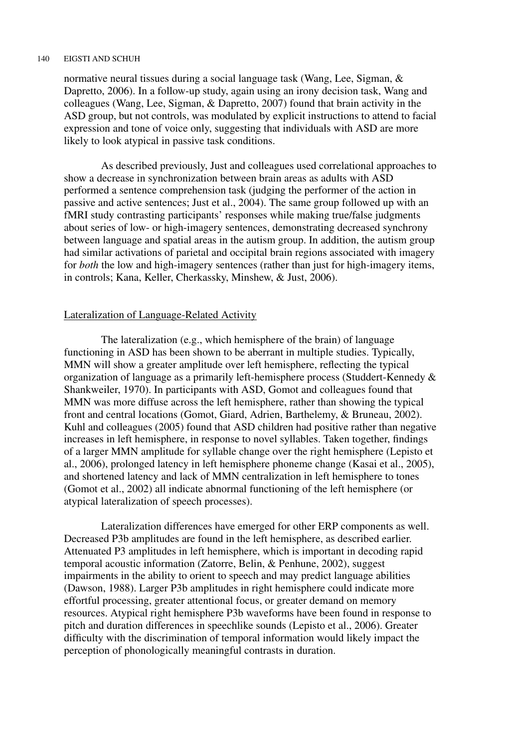normative neural tissues during a social language task (Wang, Lee, Sigman, & Dapretto, 2006). In a follow-up study, again using an irony decision task, Wang and colleagues (Wang, Lee, Sigman, & Dapretto, 2007) found that brain activity in the ASD group, but not controls, was modulated by explicit instructions to attend to facial expression and tone of voice only, suggesting that individuals with ASD are more likely to look atypical in passive task conditions.

As described previously, Just and colleagues used correlational approaches to show a decrease in synchronization between brain areas as adults with ASD performed a sentence comprehension task (judging the performer of the action in passive and active sentences; Just et al., 2004). The same group followed up with an fMRI study contrasting participants' responses while making true/false judgments about series of low- or high-imagery sentences, demonstrating decreased synchrony between language and spatial areas in the autism group. In addition, the autism group had similar activations of parietal and occipital brain regions associated with imagery for *both* the low and high-imagery sentences (rather than just for high-imagery items, in controls; Kana, Keller, Cherkassky, Minshew, & Just, 2006).

## Lateralization of Language-Related Activity

The lateralization (e.g., which hemisphere of the brain) of language functioning in ASD has been shown to be aberrant in multiple studies. Typically, MMN will show a greater amplitude over left hemisphere, reflecting the typical organization of language as a primarily left-hemisphere process (Studdert-Kennedy & Shankweiler, 1970). In participants with ASD, Gomot and colleagues found that MMN was more diffuse across the left hemisphere, rather than showing the typical front and central locations (Gomot, Giard, Adrien, Barthelemy, & Bruneau, 2002). Kuhl and colleagues (2005) found that ASD children had positive rather than negative increases in left hemisphere, in response to novel syllables. Taken together, findings of a larger MMN amplitude for syllable change over the right hemisphere (Lepisto et al., 2006), prolonged latency in left hemisphere phoneme change (Kasai et al., 2005), and shortened latency and lack of MMN centralization in left hemisphere to tones (Gomot et al., 2002) all indicate abnormal functioning of the left hemisphere (or atypical lateralization of speech processes).

Lateralization differences have emerged for other ERP components as well. Decreased P3b amplitudes are found in the left hemisphere, as described earlier. Attenuated P3 amplitudes in left hemisphere, which is important in decoding rapid temporal acoustic information (Zatorre, Belin, & Penhune, 2002), suggest impairments in the ability to orient to speech and may predict language abilities (Dawson, 1988). Larger P3b amplitudes in right hemisphere could indicate more effortful processing, greater attentional focus, or greater demand on memory resources. Atypical right hemisphere P3b waveforms have been found in response to pitch and duration differences in speechlike sounds (Lepisto et al., 2006). Greater difficulty with the discrimination of temporal information would likely impact the perception of phonologically meaningful contrasts in duration.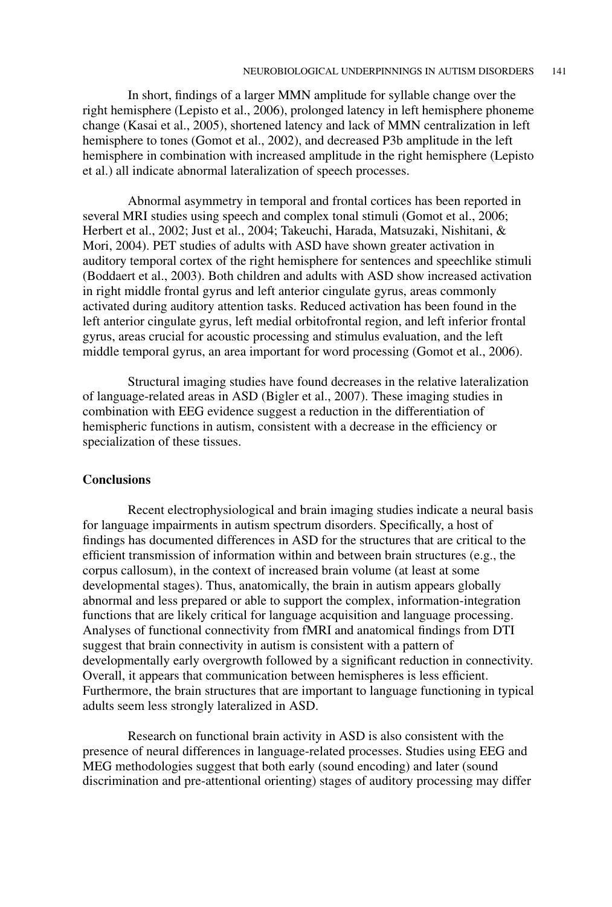In short, findings of a larger MMN amplitude for syllable change over the right hemisphere (Lepisto et al., 2006), prolonged latency in left hemisphere phoneme change (Kasai et al., 2005), shortened latency and lack of MMN centralization in left hemisphere to tones (Gomot et al., 2002), and decreased P3b amplitude in the left hemisphere in combination with increased amplitude in the right hemisphere (Lepisto et al.) all indicate abnormal lateralization of speech processes.

Abnormal asymmetry in temporal and frontal cortices has been reported in several MRI studies using speech and complex tonal stimuli (Gomot et al., 2006; Herbert et al., 2002; Just et al., 2004; Takeuchi, Harada, Matsuzaki, Nishitani, & Mori, 2004). PET studies of adults with ASD have shown greater activation in auditory temporal cortex of the right hemisphere for sentences and speechlike stimuli (Boddaert et al., 2003). Both children and adults with ASD show increased activation in right middle frontal gyrus and left anterior cingulate gyrus, areas commonly activated during auditory attention tasks. Reduced activation has been found in the left anterior cingulate gyrus, left medial orbitofrontal region, and left inferior frontal gyrus, areas crucial for acoustic processing and stimulus evaluation, and the left middle temporal gyrus, an area important for word processing (Gomot et al., 2006).

Structural imaging studies have found decreases in the relative lateralization of language-related areas in ASD (Bigler et al., 2007). These imaging studies in combination with EEG evidence suggest a reduction in the differentiation of hemispheric functions in autism, consistent with a decrease in the efficiency or specialization of these tissues.

## Conclusions

Recent electrophysiological and brain imaging studies indicate a neural basis for language impairments in autism spectrum disorders. Specifically, a host of findings has documented differences in ASD for the structures that are critical to the efficient transmission of information within and between brain structures (e.g., the corpus callosum), in the context of increased brain volume (at least at some developmental stages). Thus, anatomically, the brain in autism appears globally abnormal and less prepared or able to support the complex, information-integration functions that are likely critical for language acquisition and language processing. Analyses of functional connectivity from fMRI and anatomical findings from DTI suggest that brain connectivity in autism is consistent with a pattern of developmentally early overgrowth followed by a significant reduction in connectivity. Overall, it appears that communication between hemispheres is less efficient. Furthermore, the brain structures that are important to language functioning in typical adults seem less strongly lateralized in ASD.

Research on functional brain activity in ASD is also consistent with the presence of neural differences in language-related processes. Studies using EEG and MEG methodologies suggest that both early (sound encoding) and later (sound discrimination and pre-attentional orienting) stages of auditory processing may differ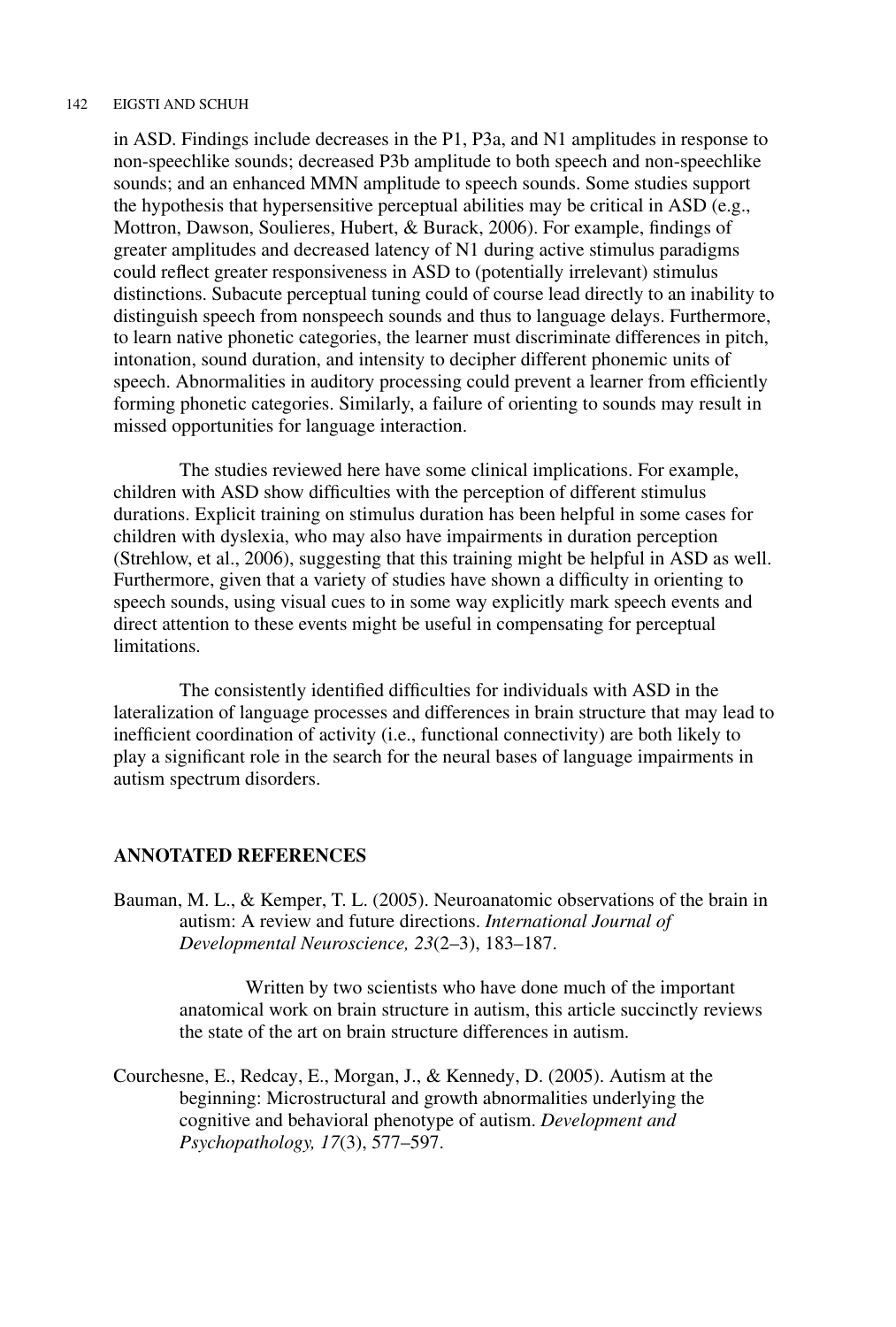in ASD. Findings include decreases in the P1, P3a, and N1 amplitudes in response to non-speechlike sounds; decreased P3b amplitude to both speech and non-speechlike sounds; and an enhanced MMN amplitude to speech sounds. Some studies support the hypothesis that hypersensitive perceptual abilities may be critical in ASD (e.g., Mottron, Dawson, Soulieres, Hubert, & Burack, 2006). For example, findings of greater amplitudes and decreased latency of N1 during active stimulus paradigms could reflect greater responsiveness in ASD to (potentially irrelevant) stimulus distinctions. Subacute perceptual tuning could of course lead directly to an inability to distinguish speech from nonspeech sounds and thus to language delays. Furthermore, to learn native phonetic categories, the learner must discriminate differences in pitch, intonation, sound duration, and intensity to decipher different phonemic units of speech. Abnormalities in auditory processing could prevent a learner from efficiently forming phonetic categories. Similarly, a failure of orienting to sounds may result in missed opportunities for language interaction.

The studies reviewed here have some clinical implications. For example, children with ASD show difficulties with the perception of different stimulus durations. Explicit training on stimulus duration has been helpful in some cases for children with dyslexia, who may also have impairments in duration perception (Strehlow, et al., 2006), suggesting that this training might be helpful in ASD as well. Furthermore, given that a variety of studies have shown a difficulty in orienting to speech sounds, using visual cues to in some way explicitly mark speech events and direct attention to these events might be useful in compensating for perceptual limitations.

The consistently identified difficulties for individuals with ASD in the lateralization of language processes and differences in brain structure that may lead to inefficient coordination of activity (i.e., functional connectivity) are both likely to play a significant role in the search for the neural bases of language impairments in autism spectrum disorders.

## ANNOTATED REFERENCES

Bauman, M. L., & Kemper, T. L. (2005). Neuroanatomic observations of the brain in autism: A review and future directions. *International Journal of Developmental Neuroscience, 23*(2–3), 183–187.

Written by two scientists who have done much of the important anatomical work on brain structure in autism, this article succinctly reviews the state of the art on brain structure differences in autism.

Courchesne, E., Redcay, E., Morgan, J., & Kennedy, D. (2005). Autism at the beginning: Microstructural and growth abnormalities underlying the cognitive and behavioral phenotype of autism. *Development and Psychopathology, 17*(3), 577–597.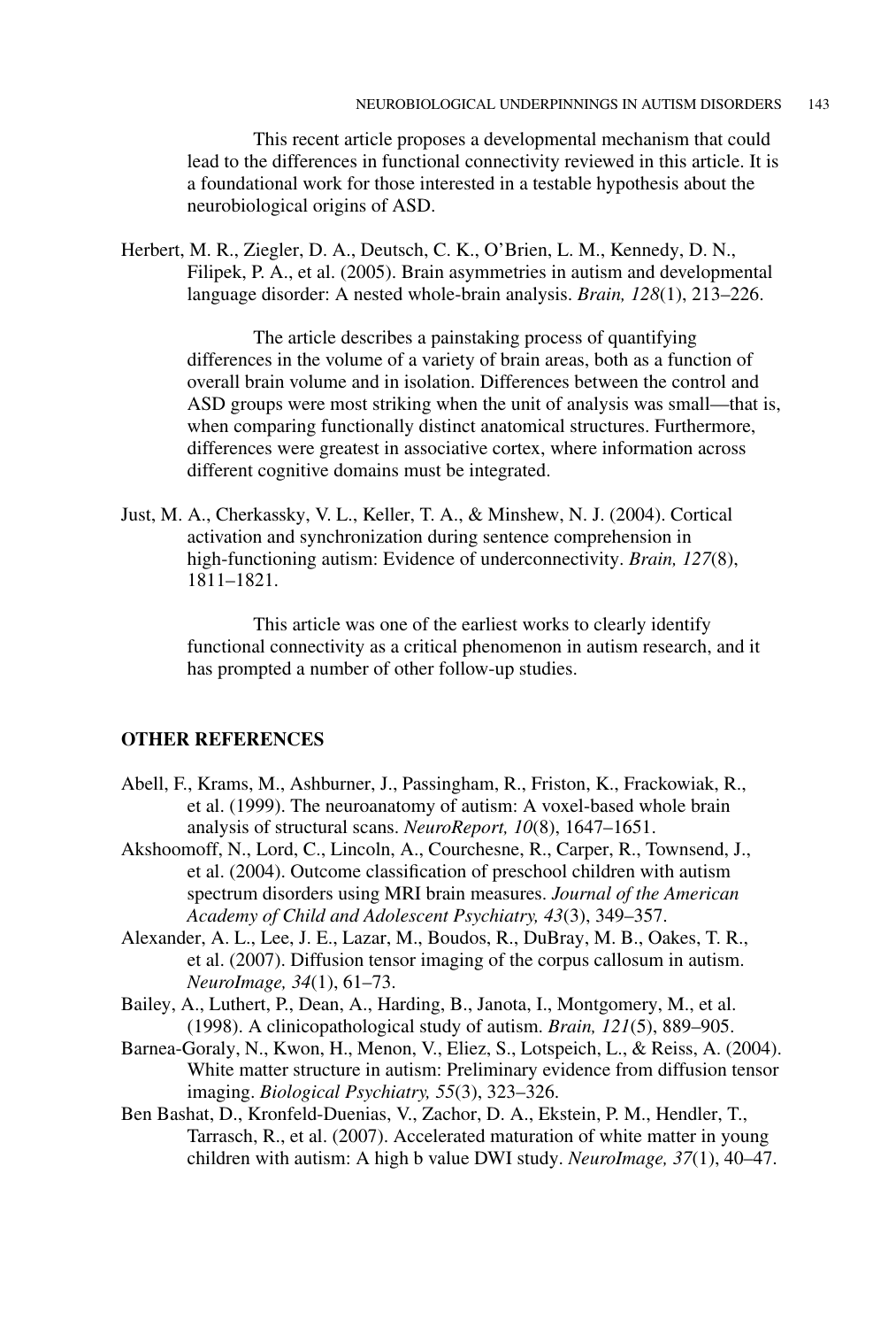This recent article proposes a developmental mechanism that could lead to the differences in functional connectivity reviewed in this article. It is a foundational work for those interested in a testable hypothesis about the neurobiological origins of ASD.

Herbert, M. R., Ziegler, D. A., Deutsch, C. K., O'Brien, L. M., Kennedy, D. N., Filipek, P. A., et al. (2005). Brain asymmetries in autism and developmental language disorder: A nested whole-brain analysis. *Brain, 128*(1), 213–226.

The article describes a painstaking process of quantifying differences in the volume of a variety of brain areas, both as a function of overall brain volume and in isolation. Differences between the control and ASD groups were most striking when the unit of analysis was small—that is, when comparing functionally distinct anatomical structures. Furthermore, differences were greatest in associative cortex, where information across different cognitive domains must be integrated.

Just, M. A., Cherkassky, V. L., Keller, T. A., & Minshew, N. J. (2004). Cortical activation and synchronization during sentence comprehension in high-functioning autism: Evidence of underconnectivity. *Brain, 127*(8), 1811–1821.

This article was one of the earliest works to clearly identify functional connectivity as a critical phenomenon in autism research, and it has prompted a number of other follow-up studies.

## OTHER REFERENCES

Abell, F., Krams, M., Ashburner, J., Passingham, R., Friston, K., Frackowiak, R., et al. (1999). The neuroanatomy of autism: A voxel-based whole brain analysis of structural scans. *NeuroReport, 10*(8), 1647–1651.

Akshoomoff, N., Lord, C., Lincoln, A., Courchesne, R., Carper, R., Townsend, J., et al. (2004). Outcome classification of preschool children with autism spectrum disorders using MRI brain measures. *Journal of the American Academy of Child and Adolescent Psychiatry, 43*(3), 349–357.

Alexander, A. L., Lee, J. E., Lazar, M., Boudos, R., DuBray, M. B., Oakes, T. R., et al. (2007). Diffusion tensor imaging of the corpus callosum in autism. *NeuroImage, 34*(1), 61–73.

Bailey, A., Luthert, P., Dean, A., Harding, B., Janota, I., Montgomery, M., et al. (1998). A clinicopathological study of autism. *Brain, 121*(5), 889–905.

Barnea-Goraly, N., Kwon, H., Menon, V., Eliez, S., Lotspeich, L., & Reiss, A. (2004). White matter structure in autism: Preliminary evidence from diffusion tensor imaging. *Biological Psychiatry, 55*(3), 323–326.

Ben Bashat, D., Kronfeld-Duenias, V., Zachor, D. A., Ekstein, P. M., Hendler, T., Tarrasch, R., et al. (2007). Accelerated maturation of white matter in young children with autism: A high b value DWI study. *NeuroImage, 37*(1), 40–47.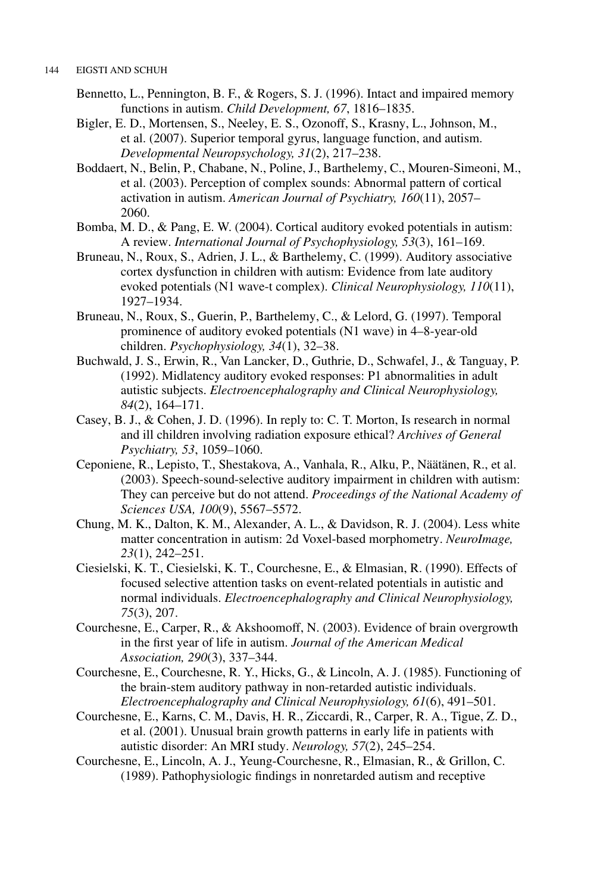Bennetto, L., Pennington, B. F., & Rogers, S. J. (1996). Intact and impaired memory functions in autism. *Child Development, 67*, 1816–1835.

Bigler, E. D., Mortensen, S., Neeley, E. S., Ozonoff, S., Krasny, L., Johnson, M., et al. (2007). Superior temporal gyrus, language function, and autism. *Developmental Neuropsychology, 31*(2), 217–238.

Boddaert, N., Belin, P., Chabane, N., Poline, J., Barthelemy, C., Mouren-Simeoni, M., et al. (2003). Perception of complex sounds: Abnormal pattern of cortical activation in autism. *American Journal of Psychiatry, 160*(11), 2057–2060.

Bomba, M. D., & Pang, E. W. (2004). Cortical auditory evoked potentials in autism: A review. *International Journal of Psychophysiology, 53*(3), 161–169.

Bruneau, N., Roux, S., Adrien, J. L., & Barthelemy, C. (1999). Auditory associative cortex dysfunction in children with autism: Evidence from late auditory evoked potentials (N1 wave-t complex). *Clinical Neurophysiology, 110*(11), 1927–1934.

Bruneau, N., Roux, S., Guerin, P., Barthelemy, C., & Lelord, G. (1997). Temporal prominence of auditory evoked potentials (N1 wave) in 4–8-year-old children. *Psychophysiology, 34*(1), 32–38.

Buchwald, J. S., Erwin, R., Van Lancker, D., Guthrie, D., Schwafel, J., & Tanguay, P. (1992). Midlatency auditory evoked responses: P1 abnormalities in adult autistic subjects. *Electroencephalography and Clinical Neurophysiology, 84*(2), 164–171.

Casey, B. J., & Cohen, J. D. (1996). In reply to: C. T. Morton, Is research in normal and ill children involving radiation exposure ethical? *Archives of General Psychiatry, 53*, 1059–1060.

Ceponiene, R., Lepisto, T., Shestakova, A., Vanhala, R., Alku, P., Näätänen, R., et al. (2003). Speech-sound-selective auditory impairment in children with autism: They can perceive but do not attend. *Proceedings of the National Academy of Sciences USA, 100*(9), 5567–5572.

Chung, M. K., Dalton, K. M., Alexander, A. L., & Davidson, R. J. (2004). Less white matter concentration in autism: 2d Voxel-based morphometry. *NeuroImage, 23*(1), 242–251.

Ciesielski, K. T., Ciesielski, K. T., Courchesne, E., & Elmasian, R. (1990). Effects of focused selective attention tasks on event-related potentials in autistic and normal individuals. *Electroencephalography and Clinical Neurophysiology, 75*(3), 207.

Courchesne, E., Carper, R., & Akshoomoff, N. (2003). Evidence of brain overgrowth in the first year of life in autism. *Journal of the American Medical Association, 290*(3), 337–344.

Courchesne, E., Courchesne, R. Y., Hicks, G., & Lincoln, A. J. (1985). Functioning of the brain-stem auditory pathway in non-retarded autistic individuals. *Electroencephalography and Clinical Neurophysiology, 61*(6), 491–501.

Courchesne, E., Karns, C. M., Davis, H. R., Ziccardi, R., Carper, R. A., Tigue, Z. D., et al. (2001). Unusual brain growth patterns in early life in patients with autistic disorder: An MRI study. *Neurology, 57*(2), 245–254.

Courchesne, E., Lincoln, A. J., Yeung-Courchesne, R., Elmasian, R., & Grillon, C. (1989). Pathophysiologic findings in nonretarded autism and receptive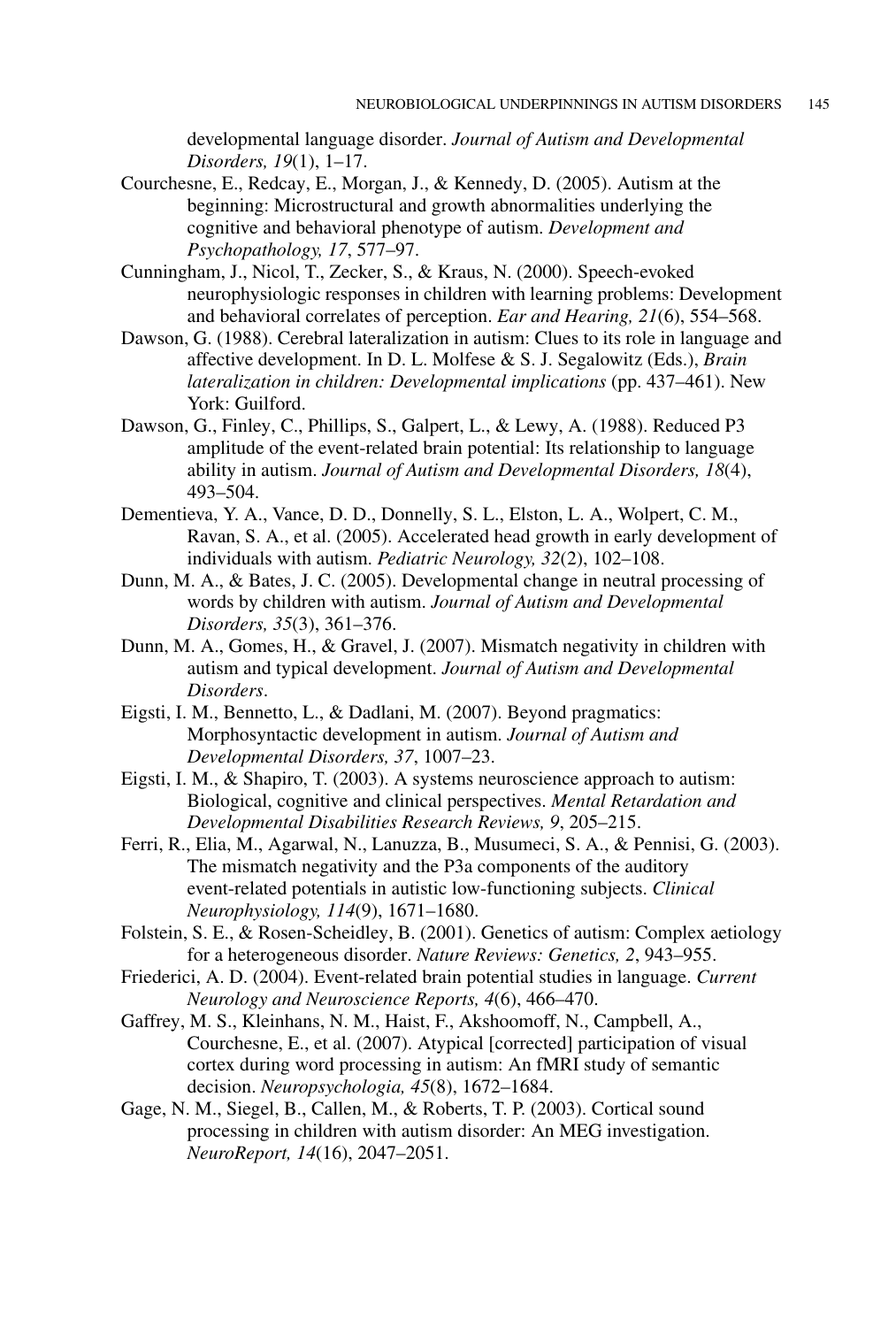developmental language disorder. *Journal of Autism and Developmental Disorders, 19*(1), 1–17.

Courchesne, E., Redcay, E., Morgan, J., & Kennedy, D. (2005). Autism at the beginning: Microstructural and growth abnormalities underlying the cognitive and behavioral phenotype of autism. *Development and Psychopathology, 17*, 577–97.

Cunningham, J., Nicol, T., Zecker, S., & Kraus, N. (2000). Speech-evoked neurophysiologic responses in children with learning problems: Development and behavioral correlates of perception. *Ear and Hearing, 21*(6), 554–568.

Dawson, G. (1988). Cerebral lateralization in autism: Clues to its role in language and affective development. In D. L. Molfese & S. J. Segalowitz (Eds.), *Brain lateralization in children: Developmental implications* (pp. 437–461). New York: Guilford.

Dawson, G., Finley, C., Phillips, S., Galpert, L., & Lewy, A. (1988). Reduced P3 amplitude of the event-related brain potential: Its relationship to language ability in autism. *Journal of Autism and Developmental Disorders, 18*(4), 493–504.

Dementieva, Y. A., Vance, D. D., Donnelly, S. L., Elston, L. A., Wolpert, C. M., Ravan, S. A., et al. (2005). Accelerated head growth in early development of individuals with autism. *Pediatric Neurology, 32*(2), 102–108.

Dunn, M. A., & Bates, J. C. (2005). Developmental change in neutral processing of words by children with autism. *Journal of Autism and Developmental Disorders, 35*(3), 361–376.

Dunn, M. A., Gomes, H., & Gravel, J. (2007). Mismatch negativity in children with autism and typical development. *Journal of Autism and Developmental Disorders*.

Eigsti, I. M., Bennetto, L., & Dadlani, M. (2007). Beyond pragmatics: Morphosyntactic development in autism. *Journal of Autism and Developmental Disorders, 37*, 1007–23.

Eigsti, I. M., & Shapiro, T. (2003). A systems neuroscience approach to autism: Biological, cognitive and clinical perspectives. *Mental Retardation and Developmental Disabilities Research Reviews, 9*, 205–215.

Ferri, R., Elia, M., Agarwal, N., Lanuzza, B., Musumeci, S. A., & Pennisi, G. (2003). The mismatch negativity and the P3a components of the auditory event-related potentials in autistic low-functioning subjects. *Clinical Neurophysiology, 114*(9), 1671–1680.

Folstein, S. E., & Rosen-Scheidley, B. (2001). Genetics of autism: Complex aetiology for a heterogeneous disorder. *Nature Reviews: Genetics, 2*, 943–955.

Friederici, A. D. (2004). Event-related brain potential studies in language. *Current Neurology and Neuroscience Reports, 4*(6), 466–470.

Gaffrey, M. S., Kleinhans, N. M., Haist, F., Akshoomoff, N., Campbell, A., Courchesne, E., et al. (2007). Atypical [corrected] participation of visual cortex during word processing in autism: An fMRI study of semantic decision. *Neuropsychologia, 45*(8), 1672–1684.

Gage, N. M., Siegel, B., Callen, M., & Roberts, T. P. (2003). Cortical sound processing in children with autism disorder: An MEG investigation. *NeuroReport, 14*(16), 2047–2051.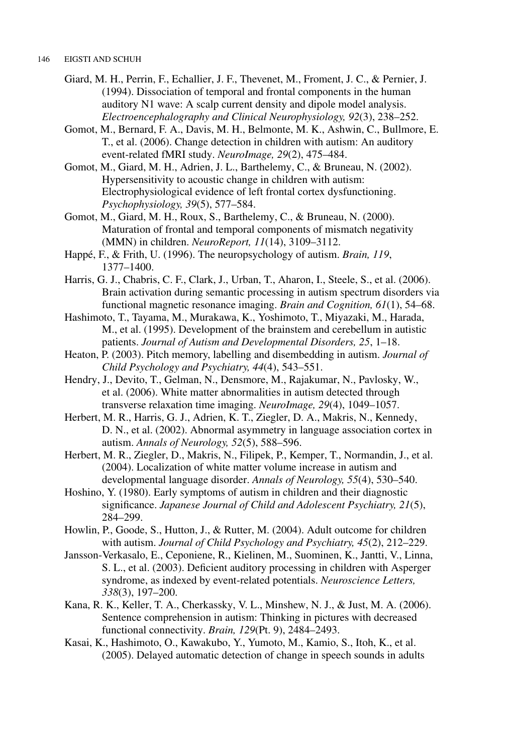Giard, M. H., Perrin, F., Echallier, J. F., Thevenet, M., Froment, J. C., & Pernier, J. (1994). Dissociation of temporal and frontal components in the human auditory N1 wave: A scalp current density and dipole model analysis. *Electroencephalography and Clinical Neurophysiology, 92*(3), 238–252.

Gomot, M., Bernard, F. A., Davis, M. H., Belmonte, M. K., Ashwin, C., Bullmore, E. T., et al. (2006). Change detection in children with autism: An auditory event-related fMRI study. *NeuroImage, 29*(2), 475–484.

Gomot, M., Giard, M. H., Adrien, J. L., Barthelemy, C., & Bruneau, N. (2002). Hypersensitivity to acoustic change in children with autism: Electrophysiological evidence of left frontal cortex dysfunctioning. *Psychophysiology, 39*(5), 577–584.

Gomot, M., Giard, M. H., Roux, S., Barthelemy, C., & Bruneau, N. (2000). Maturation of frontal and temporal components of mismatch negativity (MMN) in children. *NeuroReport, 11*(14), 3109–3112.

Happé, F., & Frith, U. (1996). The neuropsychology of autism. *Brain, 119*, 1377–1400.

Harris, G. J., Chabris, C. F., Clark, J., Urban, T., Aharon, I., Steele, S., et al. (2006). Brain activation during semantic processing in autism spectrum disorders via functional magnetic resonance imaging. *Brain and Cognition, 61*(1), 54–68.

Hashimoto, T., Tayama, M., Murakawa, K., Yoshimoto, T., Miyazaki, M., Harada, M., et al. (1995). Development of the brainstem and cerebellum in autistic patients. *Journal of Autism and Developmental Disorders, 25*, 1–18.

Heaton, P. (2003). Pitch memory, labelling and disembedding in autism. *Journal of Child Psychology and Psychiatry, 44*(4), 543–551.

Hendry, J., Devito, T., Gelman, N., Densmore, M., Rajakumar, N., Pavlosky, W., et al. (2006). White matter abnormalities in autism detected through transverse relaxation time imaging. *NeuroImage, 29*(4), 1049–1057.

Herbert, M. R., Harris, G. J., Adrien, K. T., Ziegler, D. A., Makris, N., Kennedy, D. N., et al. (2002). Abnormal asymmetry in language association cortex in autism. *Annals of Neurology, 52*(5), 588–596.

Herbert, M. R., Ziegler, D., Makris, N., Filipek, P., Kemper, T., Normandin, J., et al. (2004). Localization of white matter volume increase in autism and developmental language disorder. *Annals of Neurology, 55*(4), 530–540.

Hoshino, Y. (1980). Early symptoms of autism in children and their diagnostic significance. *Japanese Journal of Child and Adolescent Psychiatry, 21*(5), 284–299.

Howlin, P., Goode, S., Hutton, J., & Rutter, M. (2004). Adult outcome for children with autism. *Journal of Child Psychology and Psychiatry, 45*(2), 212–229.

Jansson-Verkasalo, E., Ceponiene, R., Kielinen, M., Suominen, K., Jantti, V., Linna, S. L., et al. (2003). Deficient auditory processing in children with Asperger syndrome, as indexed by event-related potentials. *Neuroscience Letters, 338*(3), 197–200.

Kana, R. K., Keller, T. A., Cherkassky, V. L., Minshew, N. J., & Just, M. A. (2006). Sentence comprehension in autism: Thinking in pictures with decreased functional connectivity. *Brain, 129*(Pt. 9), 2484–2493.

Kasai, K., Hashimoto, O., Kawakubo, Y., Yumoto, M., Kamio, S., Itoh, K., et al. (2005). Delayed automatic detection of change in speech sounds in adults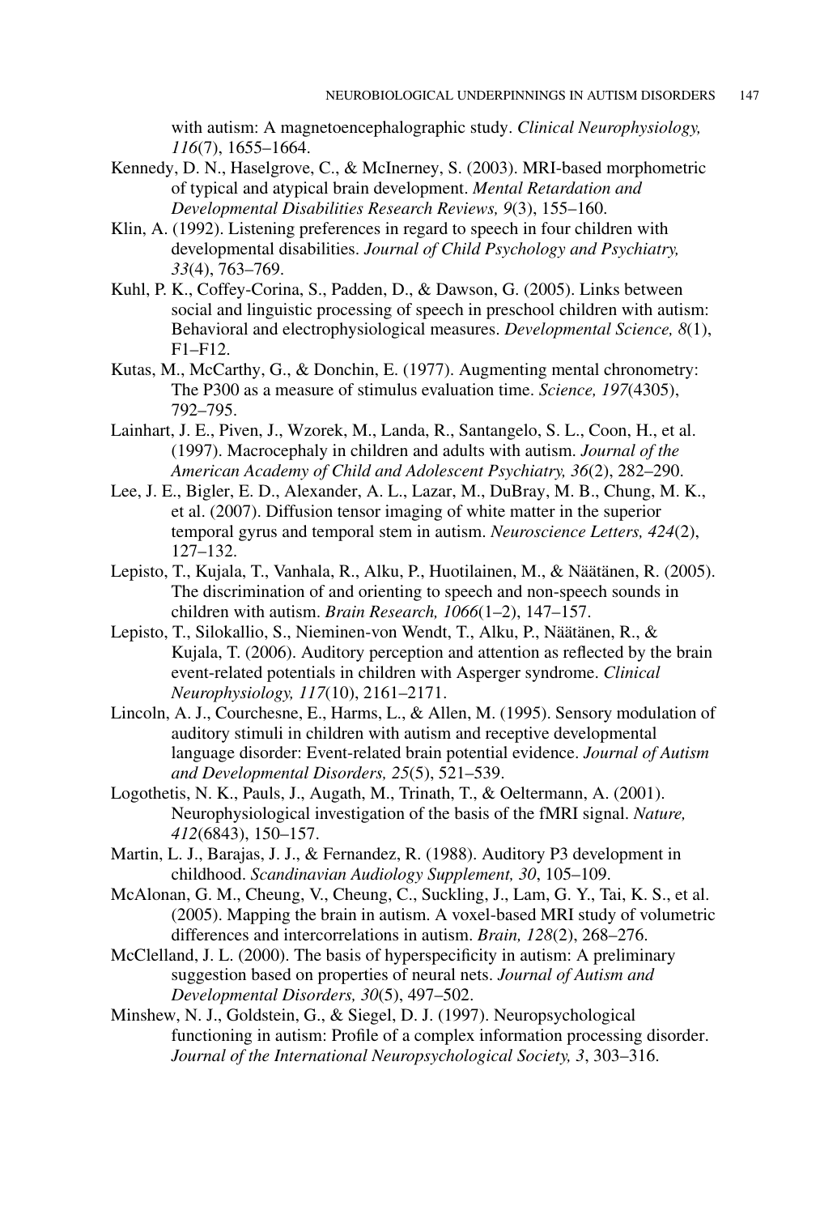with autism: A magnetoencephalographic study. *Clinical Neurophysiology, 116*(7), 1655–1664.

Kennedy, D. N., Haselgrove, C., & McInerney, S. (2003). MRI-based morphometric of typical and atypical brain development. *Mental Retardation and Developmental Disabilities Research Reviews, 9*(3), 155–160.

Klin, A. (1992). Listening preferences in regard to speech in four children with developmental disabilities. *Journal of Child Psychology and Psychiatry, 33*(4), 763–769.

Kuhl, P. K., Coffey-Corina, S., Padden, D., & Dawson, G. (2005). Links between social and linguistic processing of speech in preschool children with autism: Behavioral and electrophysiological measures. *Developmental Science, 8*(1), F1–F12.

Kutas, M., McCarthy, G., & Donchin, E. (1977). Augmenting mental chronometry: The P300 as a measure of stimulus evaluation time. *Science, 197*(4305), 792–795.

Lainhart, J. E., Piven, J., Wzorek, M., Landa, R., Santangelo, S. L., Coon, H., et al. (1997). Macrocephaly in children and adults with autism. *Journal of the American Academy of Child and Adolescent Psychiatry, 36*(2), 282–290.

Lee, J. E., Bigler, E. D., Alexander, A. L., Lazar, M., DuBray, M. B., Chung, M. K., et al. (2007). Diffusion tensor imaging of white matter in the superior temporal gyrus and temporal stem in autism. *Neuroscience Letters, 424*(2), 127–132.

Lepisto, T., Kujala, T., Vanhala, R., Alku, P., Huotilainen, M., & Näätänen, R. (2005). The discrimination of and orienting to speech and non-speech sounds in children with autism. *Brain Research, 1066*(1–2), 147–157.

Lepisto, T., Silokallio, S., Nieminen-von Wendt, T., Alku, P., Näätänen, R., & Kujala, T. (2006). Auditory perception and attention as reflected by the brain event-related potentials in children with Asperger syndrome. *Clinical Neurophysiology, 117*(10), 2161–2171.

Lincoln, A. J., Courchesne, E., Harms, L., & Allen, M. (1995). Sensory modulation of auditory stimuli in children with autism and receptive developmental language disorder: Event-related brain potential evidence. *Journal of Autism and Developmental Disorders, 25*(5), 521–539.

Logothetis, N. K., Pauls, J., Augath, M., Trinath, T., & Oeltermann, A. (2001). Neurophysiological investigation of the basis of the fMRI signal. *Nature, 412*(6843), 150–157.

Martin, L. J., Barajas, J. J., & Fernandez, R. (1988). Auditory P3 development in childhood. *Scandinavian Audiology Supplement, 30*, 105–109.

McAlonan, G. M., Cheung, V., Cheung, C., Suckling, J., Lam, G. Y., Tai, K. S., et al. (2005). Mapping the brain in autism. A voxel-based MRI study of volumetric differences and intercorrelations in autism. *Brain, 128*(2), 268–276.

McClelland, J. L. (2000). The basis of hyperspecificity in autism: A preliminary suggestion based on properties of neural nets. *Journal of Autism and Developmental Disorders, 30*(5), 497–502.

Minshew, N. J., Goldstein, G., & Siegel, D. J. (1997). Neuropsychological functioning in autism: Profile of a complex information processing disorder. *Journal of the International Neuropsychological Society, 3*, 303–316.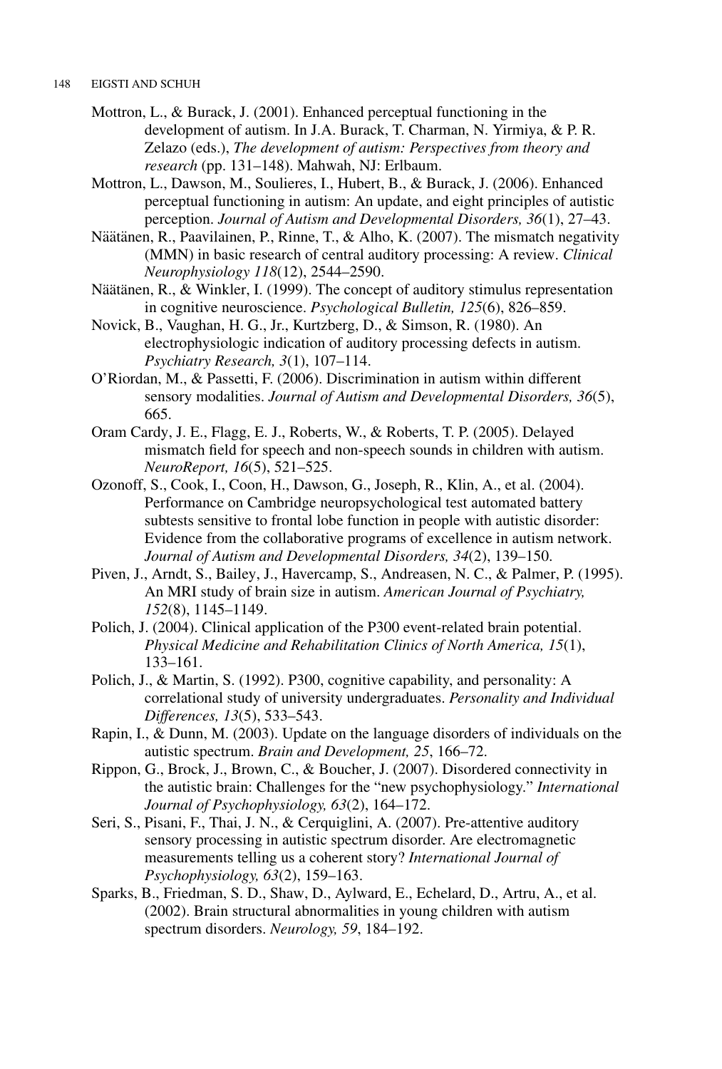Mottron, L., & Burack, J. (2001). Enhanced perceptual functioning in the development of autism. In J.A. Burack, T. Charman, N. Yirmiya, & P. R. Zelazo (eds.), *The development of autism: Perspectives from theory and research* (pp. 131–148). Mahwah, NJ: Erlbaum.

Mottron, L., Dawson, M., Soulieres, I., Hubert, B., & Burack, J. (2006). Enhanced perceptual functioning in autism: An update, and eight principles of autistic perception. *Journal of Autism and Developmental Disorders, 36*(1), 27–43.

Näätänen, R., Paavilainen, P., Rinne, T., & Alho, K. (2007). The mismatch negativity (MMN) in basic research of central auditory processing: A review. *Clinical Neurophysiology 118*(12), 2544–2590.

Näätänen, R., & Winkler, I. (1999). The concept of auditory stimulus representation in cognitive neuroscience. *Psychological Bulletin, 125*(6), 826–859.

Novick, B., Vaughan, H. G., Jr., Kurtzberg, D., & Simson, R. (1980). An electrophysiologic indication of auditory processing defects in autism. *Psychiatry Research, 3*(1), 107–114.

O'Riordan, M., & Passetti, F. (2006). Discrimination in autism within different sensory modalities. *Journal of Autism and Developmental Disorders, 36*(5), 665.

Oram Cardy, J. E., Flagg, E. J., Roberts, W., & Roberts, T. P. (2005). Delayed mismatch field for speech and non-speech sounds in children with autism. *NeuroReport, 16*(5), 521–525.

Ozonoff, S., Cook, I., Coon, H., Dawson, G., Joseph, R., Klin, A., et al. (2004). Performance on Cambridge neuropsychological test automated battery subtests sensitive to frontal lobe function in people with autistic disorder: Evidence from the collaborative programs of excellence in autism network. *Journal of Autism and Developmental Disorders, 34*(2), 139–150.

Piven, J., Arndt, S., Bailey, J., Havercamp, S., Andreasen, N. C., & Palmer, P. (1995). An MRI study of brain size in autism. *American Journal of Psychiatry, 152*(8), 1145–1149.

Polich, J. (2004). Clinical application of the P300 event-related brain potential. *Physical Medicine and Rehabilitation Clinics of North America, 15*(1), 133–161.

Polich, J., & Martin, S. (1992). P300, cognitive capability, and personality: A correlational study of university undergraduates. *Personality and Individual Differences, 13*(5), 533–543.

Rapin, I., & Dunn, M. (2003). Update on the language disorders of individuals on the autistic spectrum. *Brain and Development, 25*, 166–72.

Rippon, G., Brock, J., Brown, C., & Boucher, J. (2007). Disordered connectivity in the autistic brain: Challenges for the "new psychophysiology." *International Journal of Psychophysiology, 63*(2), 164–172.

Seri, S., Pisani, F., Thai, J. N., & Cerquiglini, A. (2007). Pre-attentive auditory sensory processing in autistic spectrum disorder. Are electromagnetic measurements telling us a coherent story? *International Journal of Psychophysiology, 63*(2), 159–163.

Sparks, B., Friedman, S. D., Shaw, D., Aylward, E., Echelard, D., Artru, A., et al. (2002). Brain structural abnormalities in young children with autism spectrum disorders. *Neurology, 59*, 184–192.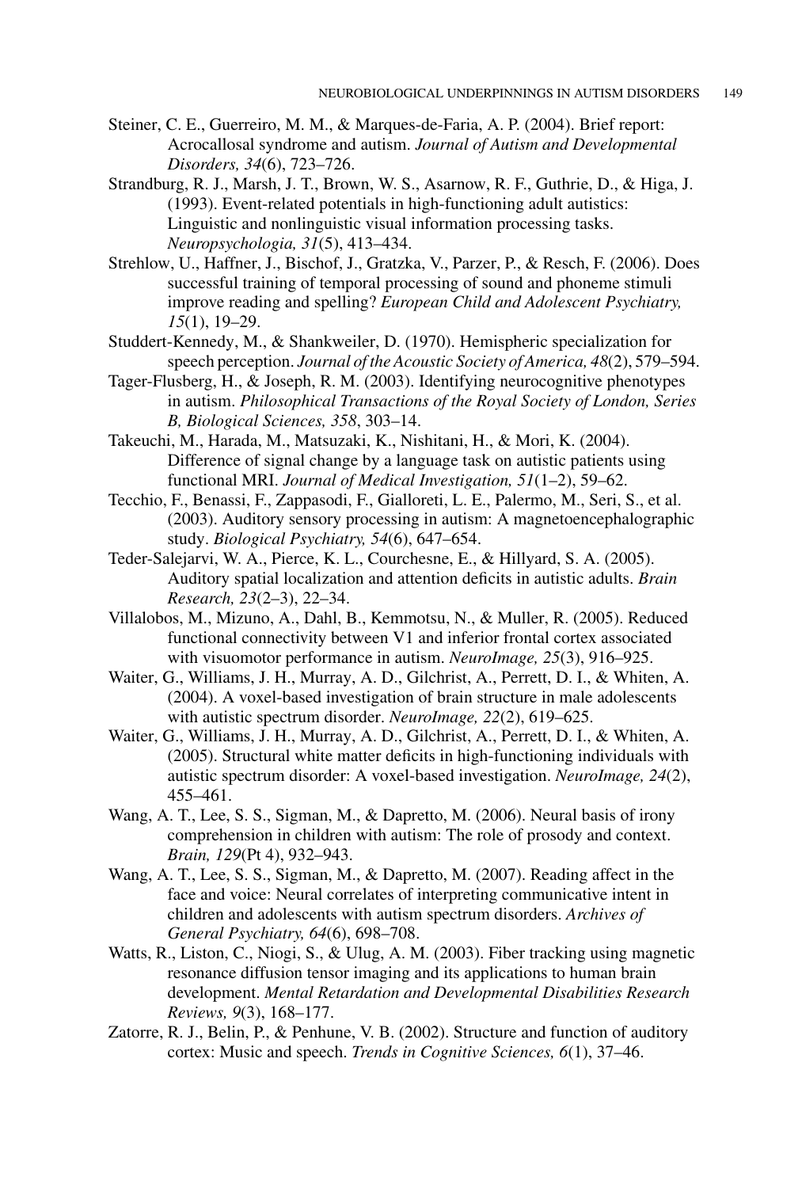Steiner, C. E., Guerreiro, M. M., & Marques-de-Faria, A. P. (2004). Brief report: Acrocallosal syndrome and autism. *Journal of Autism and Developmental Disorders, 34*(6), 723–726.

Strandburg, R. J., Marsh, J. T., Brown, W. S., Asarnow, R. F., Guthrie, D., & Higa, J. (1993). Event-related potentials in high-functioning adult autistics: Linguistic and nonlinguistic visual information processing tasks. *Neuropsychologia, 31*(5), 413–434.

Strehlow, U., Haffner, J., Bischof, J., Gratzka, V., Parzer, P., & Resch, F. (2006). Does successful training of temporal processing of sound and phoneme stimuli improve reading and spelling? *European Child and Adolescent Psychiatry, 15*(1), 19–29.

Studdert-Kennedy, M., & Shankweiler, D. (1970). Hemispheric specialization for speech perception. *Journal of the Acoustic Society of America, 48*(2), 579–594.

Tager-Flusberg, H., & Joseph, R. M. (2003). Identifying neurocognitive phenotypes in autism. *Philosophical Transactions of the Royal Society of London, Series B, Biological Sciences, 358*, 303–14.

Takeuchi, M., Harada, M., Matsuzaki, K., Nishitani, H., & Mori, K. (2004). Difference of signal change by a language task on autistic patients using functional MRI. *Journal of Medical Investigation, 51*(1–2), 59–62.

Tecchio, F., Benassi, F., Zappasodi, F., Gialloreti, L. E., Palermo, M., Seri, S., et al. (2003). Auditory sensory processing in autism: A magnetoencephalographic study. *Biological Psychiatry, 54*(6), 647–654.

Teder-Salejarvi, W. A., Pierce, K. L., Courchesne, E., & Hillyard, S. A. (2005). Auditory spatial localization and attention deficits in autistic adults. *Brain Research, 23*(2–3), 22–34.

Villalobos, M., Mizuno, A., Dahl, B., Kemmotsu, N., & Muller, R. (2005). Reduced functional connectivity between V1 and inferior frontal cortex associated with visuomotor performance in autism. *NeuroImage, 25*(3), 916–925.

Waiter, G., Williams, J. H., Murray, A. D., Gilchrist, A., Perrett, D. I., & Whiten, A. (2004). A voxel-based investigation of brain structure in male adolescents with autistic spectrum disorder. *NeuroImage, 22*(2), 619–625.

Waiter, G., Williams, J. H., Murray, A. D., Gilchrist, A., Perrett, D. I., & Whiten, A. (2005). Structural white matter deficits in high-functioning individuals with autistic spectrum disorder: A voxel-based investigation. *NeuroImage, 24*(2), 455–461.

Wang, A. T., Lee, S. S., Sigman, M., & Dapretto, M. (2006). Neural basis of irony comprehension in children with autism: The role of prosody and context. *Brain, 129*(Pt 4), 932–943.

Wang, A. T., Lee, S. S., Sigman, M., & Dapretto, M. (2007). Reading affect in the face and voice: Neural correlates of interpreting communicative intent in children and adolescents with autism spectrum disorders. *Archives of General Psychiatry, 64*(6), 698–708.

Watts, R., Liston, C., Niogi, S., & Ulug, A. M. (2003). Fiber tracking using magnetic resonance diffusion tensor imaging and its applications to human brain development. *Mental Retardation and Developmental Disabilities Research Reviews, 9*(3), 168–177.

Zatorre, R. J., Belin, P., & Penhune, V. B. (2002). Structure and function of auditory cortex: Music and speech. *Trends in Cognitive Sciences, 6*(1), 37–46.